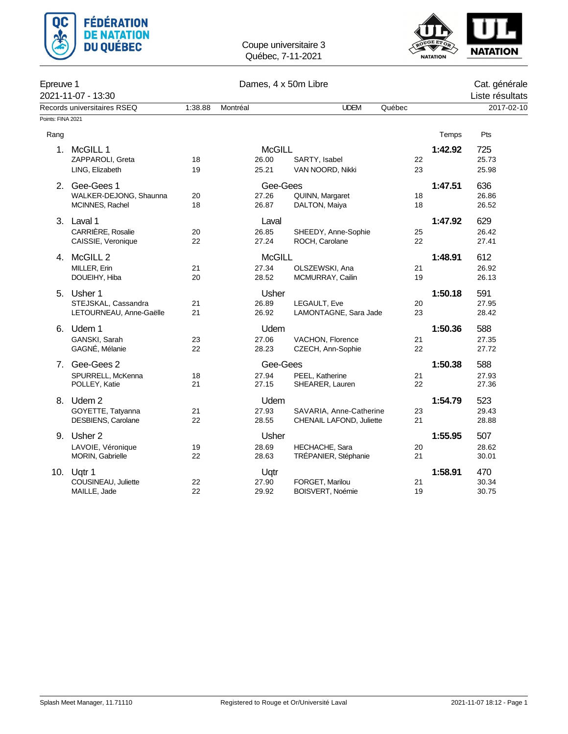Coupe universitaire 3
Québec, 7-11-2021

**Epreuve 1** — Dames, 4 x 50m Libre — Cat. générale
2021-11-07 - 13:30 — Liste résultats

| Records universitaires RSEQ | 1:38.88 | Montréal | UDEM | Québec | 2017-02-10 |
|---|---|---|---|---|---|

Points: FINA 2021

| Rang | Équipe / Nageuse | Âge | Club / Split | Nageuse | Âge | Temps | Pts |
|---|---|---|---|---|---|---|---|
| 1. | McGILL 1 | | McGILL | | | **1:42.92** | 725 |
| | ZAPPAROLI, Greta | 18 | 26.00 | SARTY, Isabel | 22 | | 25.73 |
| | LING, Elizabeth | 19 | 25.21 | VAN NOORD, Nikki | 23 | | 25.98 |
| 2. | Gee-Gees 1 | | Gee-Gees | | | **1:47.51** | 636 |
| | WALKER-DEJONG, Shaunna | 20 | 27.26 | QUINN, Margaret | 18 | | 26.86 |
| | MCINNES, Rachel | 18 | 26.87 | DALTON, Maiya | 18 | | 26.52 |
| 3. | Laval 1 | | Laval | | | **1:47.92** | 629 |
| | CARRIÈRE, Rosalie | 20 | 26.85 | SHEEDY, Anne-Sophie | 25 | | 26.42 |
| | CAISSIE, Veronique | 22 | 27.24 | ROCH, Carolane | 22 | | 27.41 |
| 4. | McGILL 2 | | McGILL | | | **1:48.91** | 612 |
| | MILLER, Erin | 21 | 27.34 | OLSZEWSKI, Ana | 21 | | 26.92 |
| | DOUEIHY, Hiba | 20 | 28.52 | MCMURRAY, Cailin | 19 | | 26.13 |
| 5. | Usher 1 | | Usher | | | **1:50.18** | 591 |
| | STEJSKAL, Cassandra | 21 | 26.89 | LEGAULT, Eve | 20 | | 27.95 |
| | LETOURNEAU, Anne-Gaëlle | 21 | 26.92 | LAMONTAGNE, Sara Jade | 23 | | 28.42 |
| 6. | Udem 1 | | Udem | | | **1:50.36** | 588 |
| | GANSKI, Sarah | 23 | 27.06 | VACHON, Florence | 21 | | 27.35 |
| | GAGNÉ, Mélanie | 22 | 28.23 | CZECH, Ann-Sophie | 22 | | 27.72 |
| 7. | Gee-Gees 2 | | Gee-Gees | | | **1:50.38** | 588 |
| | SPURRELL, McKenna | 18 | 27.94 | PEEL, Katherine | 21 | | 27.93 |
| | POLLEY, Katie | 21 | 27.15 | SHEARER, Lauren | 22 | | 27.36 |
| 8. | Udem 2 | | Udem | | | **1:54.79** | 523 |
| | GOYETTE, Tatyanna | 21 | 27.93 | SAVARIA, Anne-Catherine | 23 | | 29.43 |
| | DESBIENS, Carolane | 22 | 28.55 | CHENAIL LAFOND, Juliette | 21 | | 28.88 |
| 9. | Usher 2 | | Usher | | | **1:55.95** | 507 |
| | LAVOIE, Véronique | 19 | 28.69 | HECHACHE, Sara | 20 | | 28.62 |
| | MORIN, Gabrielle | 22 | 28.63 | TRÉPANIER, Stéphanie | 21 | | 30.01 |
| 10. | Uqtr 1 | | Uqtr | | | **1:58.91** | 470 |
| | COUSINEAU, Juliette | 22 | 27.90 | FORGET, Marilou | 21 | | 30.34 |
| | MAILLE, Jade | 22 | 29.92 | BOISVERT, Noémie | 19 | | 30.75 |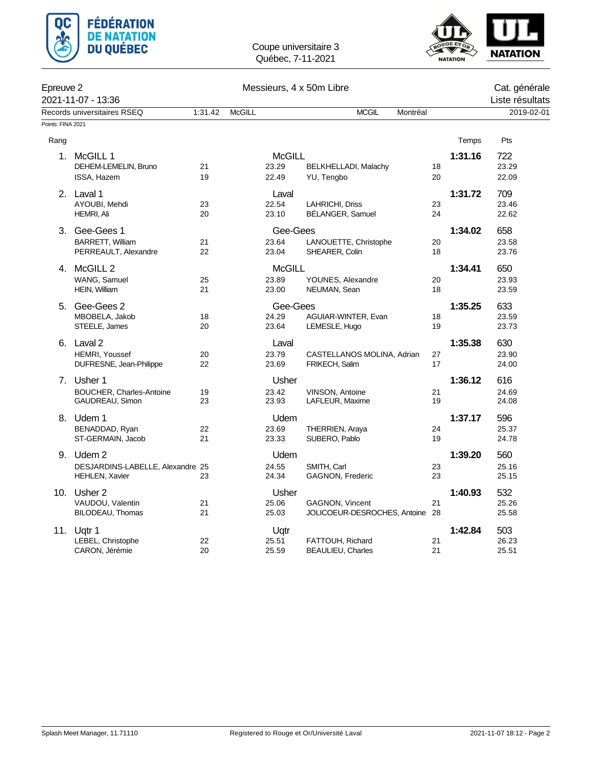Coupe universitaire 3
Québec, 7-11-2021

| Epreuve 2 | Messieurs, 4 x 50m Libre | Cat. générale |
|---|---|---|
| 2021-11-07 - 13:36 | | Liste résultats |

Records universitaires RSEQ 1:31.42 McGILL MCGIL Montréal 2019-02-01

Points: FINA 2021

| Rang | Équipe / Nageur | Âge | Club / Split | Nageur | Âge | Temps | Pts |
|---|---|---|---|---|---|---|---|
| 1. | McGILL 1 | | McGILL | | | **1:31.16** | 722 |
| | DEHEM-LEMELIN, Bruno | 21 | 23.29 | BELKHELLADI, Malachy | 18 | | 23.29 |
| | ISSA, Hazem | 19 | 22.49 | YU, Tengbo | 20 | | 22.09 |
| 2. | Laval 1 | | Laval | | | **1:31.72** | 709 |
| | AYOUBI, Mehdi | 23 | 22.54 | LAHRICHI, Driss | 23 | | 23.46 |
| | HEMRI, Ali | 20 | 23.10 | BÉLANGER, Samuel | 24 | | 22.62 |
| 3. | Gee-Gees 1 | | Gee-Gees | | | **1:34.02** | 658 |
| | BARRETT, William | 21 | 23.64 | LANOUETTE, Christophe | 20 | | 23.58 |
| | PERREAULT, Alexandre | 22 | 23.04 | SHEARER, Colin | 18 | | 23.76 |
| 4. | McGILL 2 | | McGILL | | | **1:34.41** | 650 |
| | WANG, Samuel | 25 | 23.89 | YOUNES, Alexandre | 20 | | 23.93 |
| | HEIN, William | 21 | 23.00 | NEUMAN, Sean | 18 | | 23.59 |
| 5. | Gee-Gees 2 | | Gee-Gees | | | **1:35.25** | 633 |
| | MBOBELA, Jakob | 18 | 24.29 | AGUIAR-WINTER, Evan | 18 | | 23.59 |
| | STEELE, James | 20 | 23.64 | LEMESLE, Hugo | 19 | | 23.73 |
| 6. | Laval 2 | | Laval | | | **1:35.38** | 630 |
| | HEMRI, Youssef | 20 | 23.79 | CASTELLANOS MOLINA, Adrian | 27 | | 23.90 |
| | DUFRESNE, Jean-Philippe | 22 | 23.69 | FRIKECH, Salim | 17 | | 24.00 |
| 7. | Usher 1 | | Usher | | | **1:36.12** | 616 |
| | BOUCHER, Charles-Antoine | 19 | 23.42 | VINSON, Antoine | 21 | | 24.69 |
| | GAUDREAU, Simon | 23 | 23.93 | LAFLEUR, Maxime | 19 | | 24.08 |
| 8. | Udem 1 | | Udem | | | **1:37.17** | 596 |
| | BENADDAD, Ryan | 22 | 23.69 | THERRIEN, Araya | 24 | | 25.37 |
| | ST-GERMAIN, Jacob | 21 | 23.33 | SUBERO, Pablo | 19 | | 24.78 |
| 9. | Udem 2 | | Udem | | | **1:39.20** | 560 |
| | DESJARDINS-LABELLE, Alexandre | 25 | 24.55 | SMITH, Carl | 23 | | 25.16 |
| | HEHLEN, Xavier | 23 | 24.34 | GAGNON, Frederic | 23 | | 25.15 |
| 10. | Usher 2 | | Usher | | | **1:40.93** | 532 |
| | VAUDOU, Valentin | 21 | 25.06 | GAGNON, Vincent | 21 | | 25.26 |
| | BILODEAU, Thomas | 21 | 25.03 | JOLICOEUR-DESROCHES, Antoine | 28 | | 25.58 |
| 11. | Uqtr 1 | | Uqtr | | | **1:42.84** | 503 |
| | LEBEL, Christophe | 22 | 25.51 | FATTOUH, Richard | 21 | | 26.23 |
| | CARON, Jérémie | 20 | 25.59 | BEAULIEU, Charles | 21 | | 25.51 |

Splash Meet Manager, 11.71110 — Registered to Rouge et Or/Université Laval — 2021-11-07 18:12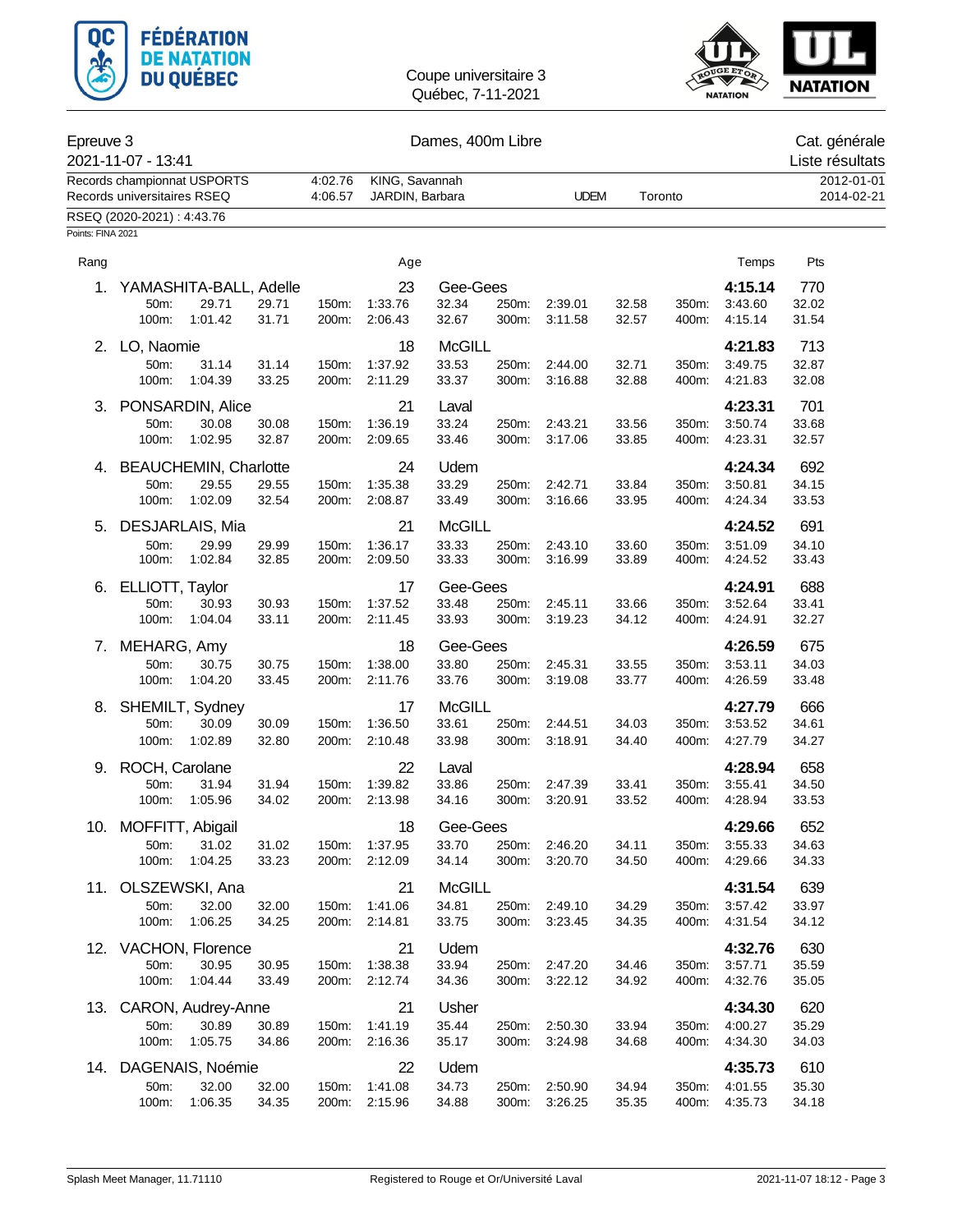Coupe universitaire 3
Québec, 7-11-2021

| Epreuve 3 | Dames, 400m Libre | Cat. générale |
|---|---|---|
| 2021-11-07 - 13:41 | | Liste résultats |

| Records championnat USPORTS | 4:02.76 | KING, Savannah | | | 2012-01-01 |
|---|---|---|---|---|---|
| Records universitaires RSEQ | 4:06.57 | JARDIN, Barbara | UDEM | Toronto | 2014-02-21 |

RSEQ (2020-2021) : 4:43.76

Points: FINA 2021

| Rang | Nom | | | | Age | Club | | | | | Temps | Pts |
|---|---|---|---|---|---|---|---|---|---|---|---|---|
| 1. | YAMASHITA-BALL, Adelle | | | | 23 | Gee-Gees | | | | | **4:15.14** | 770 |
| | 50m: | 29.71 | 29.71 | 150m: | 1:33.76 | 32.34 | 250m: | 2:39.01 | 32.58 | 350m: | 3:43.60 | 32.02 |
| | 100m: | 1:01.42 | 31.71 | 200m: | 2:06.43 | 32.67 | 300m: | 3:11.58 | 32.57 | 400m: | 4:15.14 | 31.54 |
| 2. | LO, Naomie | | | | 18 | McGILL | | | | | **4:21.83** | 713 |
| | 50m: | 31.14 | 31.14 | 150m: | 1:37.92 | 33.53 | 250m: | 2:44.00 | 32.71 | 350m: | 3:49.75 | 32.87 |
| | 100m: | 1:04.39 | 33.25 | 200m: | 2:11.29 | 33.37 | 300m: | 3:16.88 | 32.88 | 400m: | 4:21.83 | 32.08 |
| 3. | PONSARDIN, Alice | | | | 21 | Laval | | | | | **4:23.31** | 701 |
| | 50m: | 30.08 | 30.08 | 150m: | 1:36.19 | 33.24 | 250m: | 2:43.21 | 33.56 | 350m: | 3:50.74 | 33.68 |
| | 100m: | 1:02.95 | 32.87 | 200m: | 2:09.65 | 33.46 | 300m: | 3:17.06 | 33.85 | 400m: | 4:23.31 | 32.57 |
| 4. | BEAUCHEMIN, Charlotte | | | | 24 | Udem | | | | | **4:24.34** | 692 |
| | 50m: | 29.55 | 29.55 | 150m: | 1:35.38 | 33.29 | 250m: | 2:42.71 | 33.84 | 350m: | 3:50.81 | 34.15 |
| | 100m: | 1:02.09 | 32.54 | 200m: | 2:08.87 | 33.49 | 300m: | 3:16.66 | 33.95 | 400m: | 4:24.34 | 33.53 |
| 5. | DESJARLAIS, Mia | | | | 21 | McGILL | | | | | **4:24.52** | 691 |
| | 50m: | 29.99 | 29.99 | 150m: | 1:36.17 | 33.33 | 250m: | 2:43.10 | 33.60 | 350m: | 3:51.09 | 34.10 |
| | 100m: | 1:02.84 | 32.85 | 200m: | 2:09.50 | 33.33 | 300m: | 3:16.99 | 33.89 | 400m: | 4:24.52 | 33.43 |
| 6. | ELLIOTT, Taylor | | | | 17 | Gee-Gees | | | | | **4:24.91** | 688 |
| | 50m: | 30.93 | 30.93 | 150m: | 1:37.52 | 33.48 | 250m: | 2:45.11 | 33.66 | 350m: | 3:52.64 | 33.41 |
| | 100m: | 1:04.04 | 33.11 | 200m: | 2:11.45 | 33.93 | 300m: | 3:19.23 | 34.12 | 400m: | 4:24.91 | 32.27 |
| 7. | MEHARG, Amy | | | | 18 | Gee-Gees | | | | | **4:26.59** | 675 |
| | 50m: | 30.75 | 30.75 | 150m: | 1:38.00 | 33.80 | 250m: | 2:45.31 | 33.55 | 350m: | 3:53.11 | 34.03 |
| | 100m: | 1:04.20 | 33.45 | 200m: | 2:11.76 | 33.76 | 300m: | 3:19.08 | 33.77 | 400m: | 4:26.59 | 33.48 |
| 8. | SHEMILT, Sydney | | | | 17 | McGILL | | | | | **4:27.79** | 666 |
| | 50m: | 30.09 | 30.09 | 150m: | 1:36.50 | 33.61 | 250m: | 2:44.51 | 34.03 | 350m: | 3:53.52 | 34.61 |
| | 100m: | 1:02.89 | 32.80 | 200m: | 2:10.48 | 33.98 | 300m: | 3:18.91 | 34.40 | 400m: | 4:27.79 | 34.27 |
| 9. | ROCH, Carolane | | | | 22 | Laval | | | | | **4:28.94** | 658 |
| | 50m: | 31.94 | 31.94 | 150m: | 1:39.82 | 33.86 | 250m: | 2:47.39 | 33.41 | 350m: | 3:55.41 | 34.50 |
| | 100m: | 1:05.96 | 34.02 | 200m: | 2:13.98 | 34.16 | 300m: | 3:20.91 | 33.52 | 400m: | 4:28.94 | 33.53 |
| 10. | MOFFITT, Abigail | | | | 18 | Gee-Gees | | | | | **4:29.66** | 652 |
| | 50m: | 31.02 | 31.02 | 150m: | 1:37.95 | 33.70 | 250m: | 2:46.20 | 34.11 | 350m: | 3:55.33 | 34.63 |
| | 100m: | 1:04.25 | 33.23 | 200m: | 2:12.09 | 34.14 | 300m: | 3:20.70 | 34.50 | 400m: | 4:29.66 | 34.33 |
| 11. | OLSZEWSKI, Ana | | | | 21 | McGILL | | | | | **4:31.54** | 639 |
| | 50m: | 32.00 | 32.00 | 150m: | 1:41.06 | 34.81 | 250m: | 2:49.10 | 34.29 | 350m: | 3:57.42 | 33.97 |
| | 100m: | 1:06.25 | 34.25 | 200m: | 2:14.81 | 33.75 | 300m: | 3:23.45 | 34.35 | 400m: | 4:31.54 | 34.12 |
| 12. | VACHON, Florence | | | | 21 | Udem | | | | | **4:32.76** | 630 |
| | 50m: | 30.95 | 30.95 | 150m: | 1:38.38 | 33.94 | 250m: | 2:47.20 | 34.46 | 350m: | 3:57.71 | 35.59 |
| | 100m: | 1:04.44 | 33.49 | 200m: | 2:12.74 | 34.36 | 300m: | 3:22.12 | 34.92 | 400m: | 4:32.76 | 35.05 |
| 13. | CARON, Audrey-Anne | | | | 21 | Usher | | | | | **4:34.30** | 620 |
| | 50m: | 30.89 | 30.89 | 150m: | 1:41.19 | 35.44 | 250m: | 2:50.30 | 33.94 | 350m: | 4:00.27 | 35.29 |
| | 100m: | 1:05.75 | 34.86 | 200m: | 2:16.36 | 35.17 | 300m: | 3:24.98 | 34.68 | 400m: | 4:34.30 | 34.03 |
| 14. | DAGENAIS, Noémie | | | | 22 | Udem | | | | | **4:35.73** | 610 |
| | 50m: | 32.00 | 32.00 | 150m: | 1:41.08 | 34.73 | 250m: | 2:50.90 | 34.94 | 350m: | 4:01.55 | 35.30 |
| | 100m: | 1:06.35 | 34.35 | 200m: | 2:15.96 | 34.88 | 300m: | 3:26.25 | 35.35 | 400m: | 4:35.73 | 34.18 |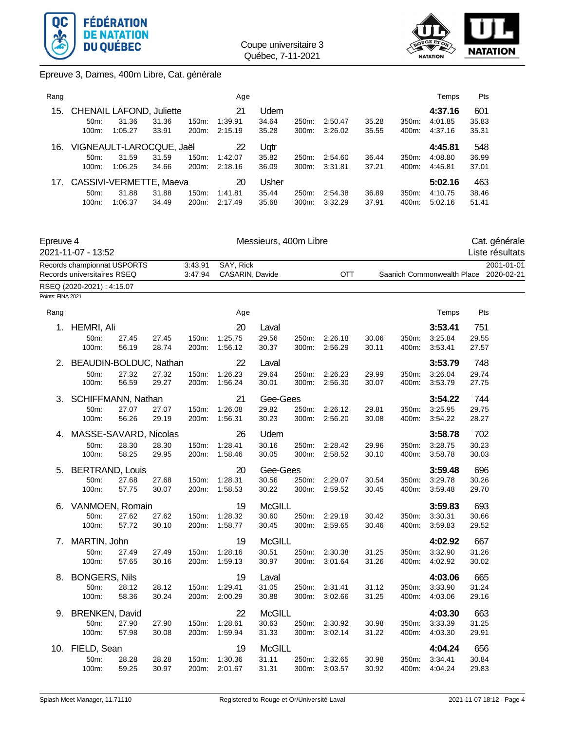Coupe universitaire 3
Québec, 7-11-2021

Epreuve 3, Dames, 400m Libre, Cat. générale

| Rang | | | | | | Age | | | | | | | Temps | Pts |
|---|---|---|---|---|---|---|---|---|---|---|---|---|---|---|
| 15. | CHENAIL LAFOND, Juliette | | | | | 21 | Udem | | | | | | **4:37.16** | 601 |
| | 50m: | 31.36 | 31.36 | 150m: | 1:39.91 | | 34.64 | 250m: | 2:50.47 | 35.28 | 350m: | | 4:01.85 | 35.83 |
| | 100m: | 1:05.27 | 33.91 | 200m: | 2:15.19 | | 35.28 | 300m: | 3:26.02 | 35.55 | 400m: | | 4:37.16 | 35.31 |
| 16. | VIGNEAULT-LAROCQUE, Jaël | | | | | 22 | Uqtr | | | | | | **4:45.81** | 548 |
| | 50m: | 31.59 | 31.59 | 150m: | 1:42.07 | | 35.82 | 250m: | 2:54.60 | 36.44 | 350m: | | 4:08.80 | 36.99 |
| | 100m: | 1:06.25 | 34.66 | 200m: | 2:18.16 | | 36.09 | 300m: | 3:31.81 | 37.21 | 400m: | | 4:45.81 | 37.01 |
| 17. | CASSIVI-VERMETTE, Maeva | | | | | 20 | Usher | | | | | | **5:02.16** | 463 |
| | 50m: | 31.88 | 31.88 | 150m: | 1:41.81 | | 35.44 | 250m: | 2:54.38 | 36.89 | 350m: | | 4:10.75 | 38.46 |
| | 100m: | 1:06.37 | 34.49 | 200m: | 2:17.49 | | 35.68 | 300m: | 3:32.29 | 37.91 | 400m: | | 5:02.16 | 51.41 |

Epreuve 4 — Messieurs, 400m Libre — Cat. générale
2021-11-07 - 13:52 — Liste résultats

| | | | | | |
|---|---|---|---|---|---|
| Records championnat USPORTS | 3:43.91 | SAY, Rick | | | 2001-01-01 |
| Records universitaires RSEQ | 3:47.94 | CASARIN, Davide | OTT | Saanich Commonwealth Place | 2020-02-21 |

RSEQ (2020-2021) : 4:15.07

Points: FINA 2021

| Rang | | | | | | Age | | | | | | | Temps | Pts |
|---|---|---|---|---|---|---|---|---|---|---|---|---|---|---|
| 1. | HEMRI, Ali | | | | | 20 | Laval | | | | | | **3:53.41** | 751 |
| | 50m: | 27.45 | 27.45 | 150m: | 1:25.75 | | 29.56 | 250m: | 2:26.18 | 30.06 | 350m: | | 3:25.84 | 29.55 |
| | 100m: | 56.19 | 28.74 | 200m: | 1:56.12 | | 30.37 | 300m: | 2:56.29 | 30.11 | 400m: | | 3:53.41 | 27.57 |
| 2. | BEAUDIN-BOLDUC, Nathan | | | | | 22 | Laval | | | | | | **3:53.79** | 748 |
| | 50m: | 27.32 | 27.32 | 150m: | 1:26.23 | | 29.64 | 250m: | 2:26.23 | 29.99 | 350m: | | 3:26.04 | 29.74 |
| | 100m: | 56.59 | 29.27 | 200m: | 1:56.24 | | 30.01 | 300m: | 2:56.30 | 30.07 | 400m: | | 3:53.79 | 27.75 |
| 3. | SCHIFFMANN, Nathan | | | | | 21 | Gee-Gees | | | | | | **3:54.22** | 744 |
| | 50m: | 27.07 | 27.07 | 150m: | 1:26.08 | | 29.82 | 250m: | 2:26.12 | 29.81 | 350m: | | 3:25.95 | 29.75 |
| | 100m: | 56.26 | 29.19 | 200m: | 1:56.31 | | 30.23 | 300m: | 2:56.20 | 30.08 | 400m: | | 3:54.22 | 28.27 |
| 4. | MASSE-SAVARD, Nicolas | | | | | 26 | Udem | | | | | | **3:58.78** | 702 |
| | 50m: | 28.30 | 28.30 | 150m: | 1:28.41 | | 30.16 | 250m: | 2:28.42 | 29.96 | 350m: | | 3:28.75 | 30.23 |
| | 100m: | 58.25 | 29.95 | 200m: | 1:58.46 | | 30.05 | 300m: | 2:58.52 | 30.10 | 400m: | | 3:58.78 | 30.03 |
| 5. | BERTRAND, Louis | | | | | 20 | Gee-Gees | | | | | | **3:59.48** | 696 |
| | 50m: | 27.68 | 27.68 | 150m: | 1:28.31 | | 30.56 | 250m: | 2:29.07 | 30.54 | 350m: | | 3:29.78 | 30.26 |
| | 100m: | 57.75 | 30.07 | 200m: | 1:58.53 | | 30.22 | 300m: | 2:59.52 | 30.45 | 400m: | | 3:59.48 | 29.70 |
| 6. | VANMOEN, Romain | | | | | 19 | McGILL | | | | | | **3:59.83** | 693 |
| | 50m: | 27.62 | 27.62 | 150m: | 1:28.32 | | 30.60 | 250m: | 2:29.19 | 30.42 | 350m: | | 3:30.31 | 30.66 |
| | 100m: | 57.72 | 30.10 | 200m: | 1:58.77 | | 30.45 | 300m: | 2:59.65 | 30.46 | 400m: | | 3:59.83 | 29.52 |
| 7. | MARTIN, John | | | | | 19 | McGILL | | | | | | **4:02.92** | 667 |
| | 50m: | 27.49 | 27.49 | 150m: | 1:28.16 | | 30.51 | 250m: | 2:30.38 | 31.25 | 350m: | | 3:32.90 | 31.26 |
| | 100m: | 57.65 | 30.16 | 200m: | 1:59.13 | | 30.97 | 300m: | 3:01.64 | 31.26 | 400m: | | 4:02.92 | 30.02 |
| 8. | BONGERS, Nils | | | | | 19 | Laval | | | | | | **4:03.06** | 665 |
| | 50m: | 28.12 | 28.12 | 150m: | 1:29.41 | | 31.05 | 250m: | 2:31.41 | 31.12 | 350m: | | 3:33.90 | 31.24 |
| | 100m: | 58.36 | 30.24 | 200m: | 2:00.29 | | 30.88 | 300m: | 3:02.66 | 31.25 | 400m: | | 4:03.06 | 29.16 |
| 9. | BRENKEN, David | | | | | 22 | McGILL | | | | | | **4:03.30** | 663 |
| | 50m: | 27.90 | 27.90 | 150m: | 1:28.61 | | 30.63 | 250m: | 2:30.92 | 30.98 | 350m: | | 3:33.39 | 31.25 |
| | 100m: | 57.98 | 30.08 | 200m: | 1:59.94 | | 31.33 | 300m: | 3:02.14 | 31.22 | 400m: | | 4:03.30 | 29.91 |
| 10. | FIELD, Sean | | | | | 19 | McGILL | | | | | | **4:04.24** | 656 |
| | 50m: | 28.28 | 28.28 | 150m: | 1:30.36 | | 31.11 | 250m: | 2:32.65 | 30.98 | 350m: | | 3:34.41 | 30.84 |
| | 100m: | 59.25 | 30.97 | 200m: | 2:01.67 | | 31.31 | 300m: | 3:03.57 | 30.92 | 400m: | | 4:04.24 | 29.83 |

Splash Meet Manager, 11.71110 — Registered to Rouge et Or/Université Laval — 2021-11-07 18:12 - Page 4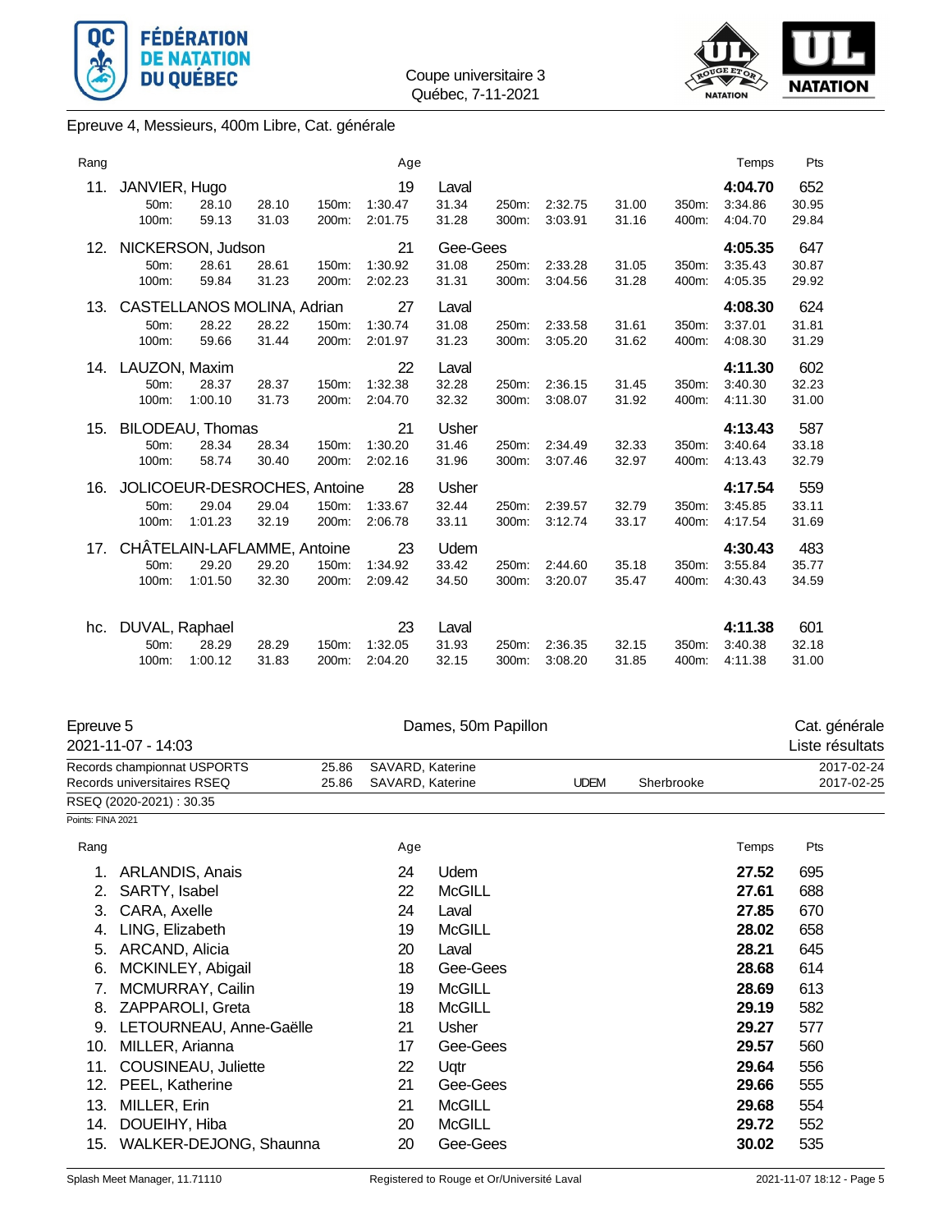Coupe universitaire 3
Québec, 7-11-2021

## Epreuve 4, Messieurs, 400m Libre, Cat. générale

| Rang | | | | | Age | | | | | | | Temps | Pts |
|---|---|---|---|---|---|---|---|---|---|---|---|---|---|
| 11. | JANVIER, Hugo | | | | 19 | Laval | | | | | | **4:04.70** | 652 |
| | 50m: | 28.10 | 28.10 | 150m: | 1:30.47 | 31.34 | 250m: | 2:32.75 | 31.00 | 350m: | | 3:34.86 | 30.95 |
| | 100m: | 59.13 | 31.03 | 200m: | 2:01.75 | 31.28 | 300m: | 3:03.91 | 31.16 | 400m: | | 4:04.70 | 29.84 |
| 12. | NICKERSON, Judson | | | | 21 | Gee-Gees | | | | | | **4:05.35** | 647 |
| | 50m: | 28.61 | 28.61 | 150m: | 1:30.92 | 31.08 | 250m: | 2:33.28 | 31.05 | 350m: | | 3:35.43 | 30.87 |
| | 100m: | 59.84 | 31.23 | 200m: | 2:02.23 | 31.31 | 300m: | 3:04.56 | 31.28 | 400m: | | 4:05.35 | 29.92 |
| 13. | CASTELLANOS MOLINA, Adrian | | | | 27 | Laval | | | | | | **4:08.30** | 624 |
| | 50m: | 28.22 | 28.22 | 150m: | 1:30.74 | 31.08 | 250m: | 2:33.58 | 31.61 | 350m: | | 3:37.01 | 31.81 |
| | 100m: | 59.66 | 31.44 | 200m: | 2:01.97 | 31.23 | 300m: | 3:05.20 | 31.62 | 400m: | | 4:08.30 | 31.29 |
| 14. | LAUZON, Maxim | | | | 22 | Laval | | | | | | **4:11.30** | 602 |
| | 50m: | 28.37 | 28.37 | 150m: | 1:32.38 | 32.28 | 250m: | 2:36.15 | 31.45 | 350m: | | 3:40.30 | 32.23 |
| | 100m: | 1:00.10 | 31.73 | 200m: | 2:04.70 | 32.32 | 300m: | 3:08.07 | 31.92 | 400m: | | 4:11.30 | 31.00 |
| 15. | BILODEAU, Thomas | | | | 21 | Usher | | | | | | **4:13.43** | 587 |
| | 50m: | 28.34 | 28.34 | 150m: | 1:30.20 | 31.46 | 250m: | 2:34.49 | 32.33 | 350m: | | 3:40.64 | 33.18 |
| | 100m: | 58.74 | 30.40 | 200m: | 2:02.16 | 31.96 | 300m: | 3:07.46 | 32.97 | 400m: | | 4:13.43 | 32.79 |
| 16. | JOLICOEUR-DESROCHES, Antoine | | | | 28 | Usher | | | | | | **4:17.54** | 559 |
| | 50m: | 29.04 | 29.04 | 150m: | 1:33.67 | 32.44 | 250m: | 2:39.57 | 32.79 | 350m: | | 3:45.85 | 33.11 |
| | 100m: | 1:01.23 | 32.19 | 200m: | 2:06.78 | 33.11 | 300m: | 3:12.74 | 33.17 | 400m: | | 4:17.54 | 31.69 |
| 17. | CHÂTELAIN-LAFLAMME, Antoine | | | | 23 | Udem | | | | | | **4:30.43** | 483 |
| | 50m: | 29.20 | 29.20 | 150m: | 1:34.92 | 33.42 | 250m: | 2:44.60 | 35.18 | 350m: | | 3:55.84 | 35.77 |
| | 100m: | 1:01.50 | 32.30 | 200m: | 2:09.42 | 34.50 | 300m: | 3:20.07 | 35.47 | 400m: | | 4:30.43 | 34.59 |
| hc. | DUVAL, Raphael | | | | 23 | Laval | | | | | | **4:11.38** | 601 |
| | 50m: | 28.29 | 28.29 | 150m: | 1:32.05 | 31.93 | 250m: | 2:36.35 | 32.15 | 350m: | | 3:40.38 | 32.18 |
| | 100m: | 1:00.12 | 31.83 | 200m: | 2:04.20 | 32.15 | 300m: | 3:08.20 | 31.85 | 400m: | | 4:11.38 | 31.00 |

## Epreuve 5 — Dames, 50m Papillon — Cat. générale

2021-11-07 - 14:03 — Liste résultats

| | | | | | |
|---|---|---|---|---|---|
| Records championnat USPORTS | 25.86 | SAVARD, Katerine | | | 2017-02-24 |
| Records universitaires RSEQ | 25.86 | SAVARD, Katerine | UDEM | Sherbrooke | 2017-02-25 |

RSEQ (2020-2021) : 30.35

Points: FINA 2021

| Rang | | Age | | Temps | Pts |
|---|---|---|---|---|---|
| 1. | ARLANDIS, Anais | 24 | Udem | **27.52** | 695 |
| 2. | SARTY, Isabel | 22 | McGILL | **27.61** | 688 |
| 3. | CARA, Axelle | 24 | Laval | **27.85** | 670 |
| 4. | LING, Elizabeth | 19 | McGILL | **28.02** | 658 |
| 5. | ARCAND, Alicia | 20 | Laval | **28.21** | 645 |
| 6. | MCKINLEY, Abigail | 18 | Gee-Gees | **28.68** | 614 |
| 7. | MCMURRAY, Cailin | 19 | McGILL | **28.69** | 613 |
| 8. | ZAPPAROLI, Greta | 18 | McGILL | **29.19** | 582 |
| 9. | LETOURNEAU, Anne-Gaëlle | 21 | Usher | **29.27** | 577 |
| 10. | MILLER, Arianna | 17 | Gee-Gees | **29.57** | 560 |
| 11. | COUSINEAU, Juliette | 22 | Uqtr | **29.64** | 556 |
| 12. | PEEL, Katherine | 21 | Gee-Gees | **29.66** | 555 |
| 13. | MILLER, Erin | 21 | McGILL | **29.68** | 554 |
| 14. | DOUEIHY, Hiba | 20 | McGILL | **29.72** | 552 |
| 15. | WALKER-DEJONG, Shaunna | 20 | Gee-Gees | **30.02** | 535 |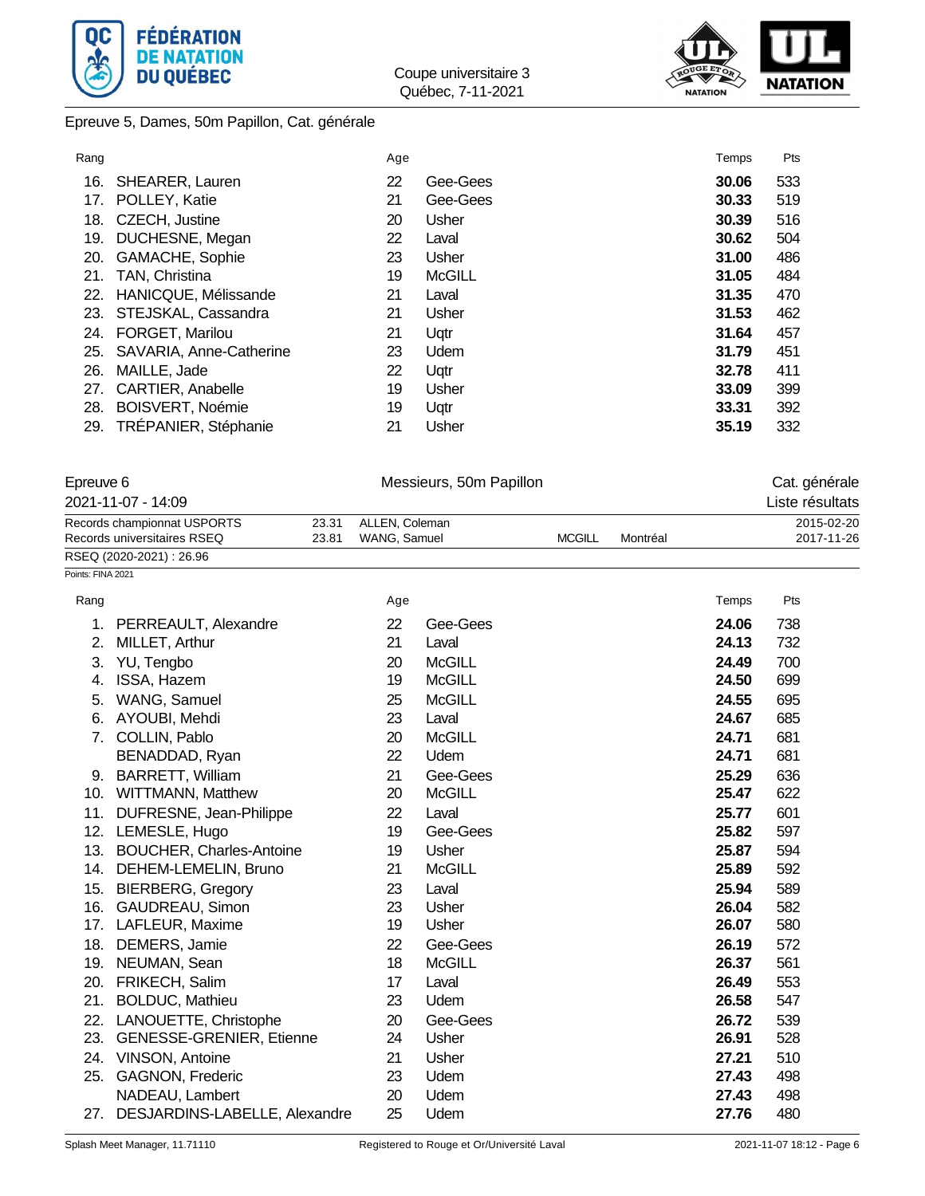Coupe universitaire 3
Québec, 7-11-2021

Epreuve 5, Dames, 50m Papillon, Cat. générale

| Rang | | Age | | Temps | Pts |
|---|---|---|---|---|---|
| 16. | SHEARER, Lauren | 22 | Gee-Gees | **30.06** | 533 |
| 17. | POLLEY, Katie | 21 | Gee-Gees | **30.33** | 519 |
| 18. | CZECH, Justine | 20 | Usher | **30.39** | 516 |
| 19. | DUCHESNE, Megan | 22 | Laval | **30.62** | 504 |
| 20. | GAMACHE, Sophie | 23 | Usher | **31.00** | 486 |
| 21. | TAN, Christina | 19 | McGILL | **31.05** | 484 |
| 22. | HANICQUE, Mélissande | 21 | Laval | **31.35** | 470 |
| 23. | STEJSKAL, Cassandra | 21 | Usher | **31.53** | 462 |
| 24. | FORGET, Marilou | 21 | Uqtr | **31.64** | 457 |
| 25. | SAVARIA, Anne-Catherine | 23 | Udem | **31.79** | 451 |
| 26. | MAILLE, Jade | 22 | Uqtr | **32.78** | 411 |
| 27. | CARTIER, Anabelle | 19 | Usher | **33.09** | 399 |
| 28. | BOISVERT, Noémie | 19 | Uqtr | **33.31** | 392 |
| 29. | TRÉPANIER, Stéphanie | 21 | Usher | **35.19** | 332 |

## Epreuve 6 — Messieurs, 50m Papillon — Cat. générale

2021-11-07 - 14:09 — Liste résultats

| Records | Temps | Nom | Club | Ville | Date |
|---|---|---|---|---|---|
| Records championnat USPORTS | 23.31 | ALLEN, Coleman | | | 2015-02-20 |
| Records universitaires RSEQ | 23.81 | WANG, Samuel | MCGILL | Montréal | 2017-11-26 |

RSEQ (2020-2021) : 26.96

Points: FINA 2021

| Rang | | Age | | Temps | Pts |
|---|---|---|---|---|---|
| 1. | PERREAULT, Alexandre | 22 | Gee-Gees | **24.06** | 738 |
| 2. | MILLET, Arthur | 21 | Laval | **24.13** | 732 |
| 3. | YU, Tengbo | 20 | McGILL | **24.49** | 700 |
| 4. | ISSA, Hazem | 19 | McGILL | **24.50** | 699 |
| 5. | WANG, Samuel | 25 | McGILL | **24.55** | 695 |
| 6. | AYOUBI, Mehdi | 23 | Laval | **24.67** | 685 |
| 7. | COLLIN, Pablo | 20 | McGILL | **24.71** | 681 |
| | BENADDAD, Ryan | 22 | Udem | **24.71** | 681 |
| 9. | BARRETT, William | 21 | Gee-Gees | **25.29** | 636 |
| 10. | WITTMANN, Matthew | 20 | McGILL | **25.47** | 622 |
| 11. | DUFRESNE, Jean-Philippe | 22 | Laval | **25.77** | 601 |
| 12. | LEMESLE, Hugo | 19 | Gee-Gees | **25.82** | 597 |
| 13. | BOUCHER, Charles-Antoine | 19 | Usher | **25.87** | 594 |
| 14. | DEHEM-LEMELIN, Bruno | 21 | McGILL | **25.89** | 592 |
| 15. | BIERBERG, Gregory | 23 | Laval | **25.94** | 589 |
| 16. | GAUDREAU, Simon | 23 | Usher | **26.04** | 582 |
| 17. | LAFLEUR, Maxime | 19 | Usher | **26.07** | 580 |
| 18. | DEMERS, Jamie | 22 | Gee-Gees | **26.19** | 572 |
| 19. | NEUMAN, Sean | 18 | McGILL | **26.37** | 561 |
| 20. | FRIKECH, Salim | 17 | Laval | **26.49** | 553 |
| 21. | BOLDUC, Mathieu | 23 | Udem | **26.58** | 547 |
| 22. | LANOUETTE, Christophe | 20 | Gee-Gees | **26.72** | 539 |
| 23. | GENESSE-GRENIER, Etienne | 24 | Usher | **26.91** | 528 |
| 24. | VINSON, Antoine | 21 | Usher | **27.21** | 510 |
| 25. | GAGNON, Frederic | 23 | Udem | **27.43** | 498 |
| | NADEAU, Lambert | 20 | Udem | **27.43** | 498 |
| 27. | DESJARDINS-LABELLE, Alexandre | 25 | Udem | **27.76** | 480 |

Splash Meet Manager, 11.71110 — Registered to Rouge et Or/Université Laval — 2021-11-07 18:12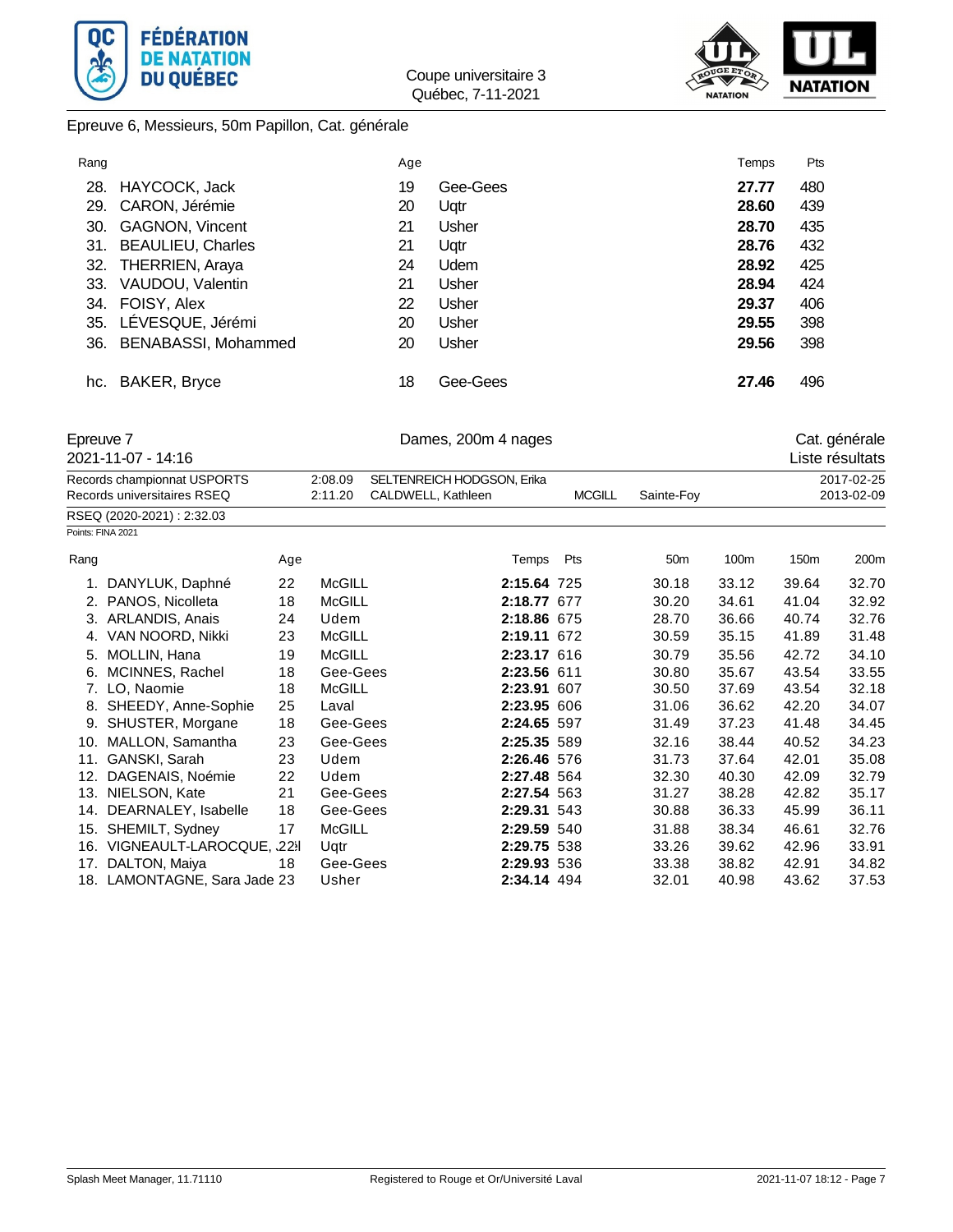Epreuve 6, Messieurs, 50m Papillon, Cat. générale

| Rang | | Age | | Temps | Pts |
|---|---|---|---|---|---|
| 28. | HAYCOCK, Jack | 19 | Gee-Gees | **27.77** | 480 |
| 29. | CARON, Jérémie | 20 | Uqtr | **28.60** | 439 |
| 30. | GAGNON, Vincent | 21 | Usher | **28.70** | 435 |
| 31. | BEAULIEU, Charles | 21 | Uqtr | **28.76** | 432 |
| 32. | THERRIEN, Araya | 24 | Udem | **28.92** | 425 |
| 33. | VAUDOU, Valentin | 21 | Usher | **28.94** | 424 |
| 34. | FOISY, Alex | 22 | Usher | **29.37** | 406 |
| 35. | LÉVESQUE, Jérémi | 20 | Usher | **29.55** | 398 |
| 36. | BENABASSI, Mohammed | 20 | Usher | **29.56** | 398 |
| hc. | BAKER, Bryce | 18 | Gee-Gees | **27.46** | 496 |

Epreuve 7 — Dames, 200m 4 nages — Cat. générale

2021-11-07 - 14:16 — Liste résultats

| | | | | | |
|---|---|---|---|---|---|
| Records championnat USPORTS | 2:08.09 | SELTENREICH HODGSON, Erika | | | 2017-02-25 |
| Records universitaires RSEQ | 2:11.20 | CALDWELL, Kathleen | MCGILL | Sainte-Foy | 2013-02-09 |

RSEQ (2020-2021) : 2:32.03

Points: FINA 2021

| Rang | | Age | | Temps | Pts | 50m | 100m | 150m | 200m |
|---|---|---|---|---|---|---|---|---|---|
| 1. | DANYLUK, Daphné | 22 | McGILL | **2:15.64** | 725 | 30.18 | 33.12 | 39.64 | 32.70 |
| 2. | PANOS, Nicolleta | 18 | McGILL | **2:18.77** | 677 | 30.20 | 34.61 | 41.04 | 32.92 |
| 3. | ARLANDIS, Anais | 24 | Udem | **2:18.86** | 675 | 28.70 | 36.66 | 40.74 | 32.76 |
| 4. | VAN NOORD, Nikki | 23 | McGILL | **2:19.11** | 672 | 30.59 | 35.15 | 41.89 | 31.48 |
| 5. | MOLLIN, Hana | 19 | McGILL | **2:23.17** | 616 | 30.79 | 35.56 | 42.72 | 34.10 |
| 6. | MCINNES, Rachel | 18 | Gee-Gees | **2:23.56** | 611 | 30.80 | 35.67 | 43.54 | 33.55 |
| 7. | LO, Naomie | 18 | McGILL | **2:23.91** | 607 | 30.50 | 37.69 | 43.54 | 32.18 |
| 8. | SHEEDY, Anne-Sophie | 25 | Laval | **2:23.95** | 606 | 31.06 | 36.62 | 42.20 | 34.07 |
| 9. | SHUSTER, Morgane | 18 | Gee-Gees | **2:24.65** | 597 | 31.49 | 37.23 | 41.48 | 34.45 |
| 10. | MALLON, Samantha | 23 | Gee-Gees | **2:25.35** | 589 | 32.16 | 38.44 | 40.52 | 34.23 |
| 11. | GANSKI, Sarah | 23 | Udem | **2:26.46** | 576 | 31.73 | 37.64 | 42.01 | 35.08 |
| 12. | DAGENAIS, Noémie | 22 | Udem | **2:27.48** | 564 | 32.30 | 40.30 | 42.09 | 32.79 |
| 13. | NIELSON, Kate | 21 | Gee-Gees | **2:27.54** | 563 | 31.27 | 38.28 | 42.82 | 35.17 |
| 14. | DEARNALEY, Isabelle | 18 | Gee-Gees | **2:29.31** | 543 | 30.88 | 36.33 | 45.99 | 36.11 |
| 15. | SHEMILT, Sydney | 17 | McGILL | **2:29.59** | 540 | 31.88 | 38.34 | 46.61 | 32.76 |
| 16. | VIGNEAULT-LAROCQUE, I | 22 | Uqtr | **2:29.75** | 538 | 33.26 | 39.62 | 42.96 | 33.91 |
| 17. | DALTON, Maiya | 18 | Gee-Gees | **2:29.93** | 536 | 33.38 | 38.82 | 42.91 | 34.82 |
| 18. | LAMONTAGNE, Sara Jade | 23 | Usher | **2:34.14** | 494 | 32.01 | 40.98 | 43.62 | 37.53 |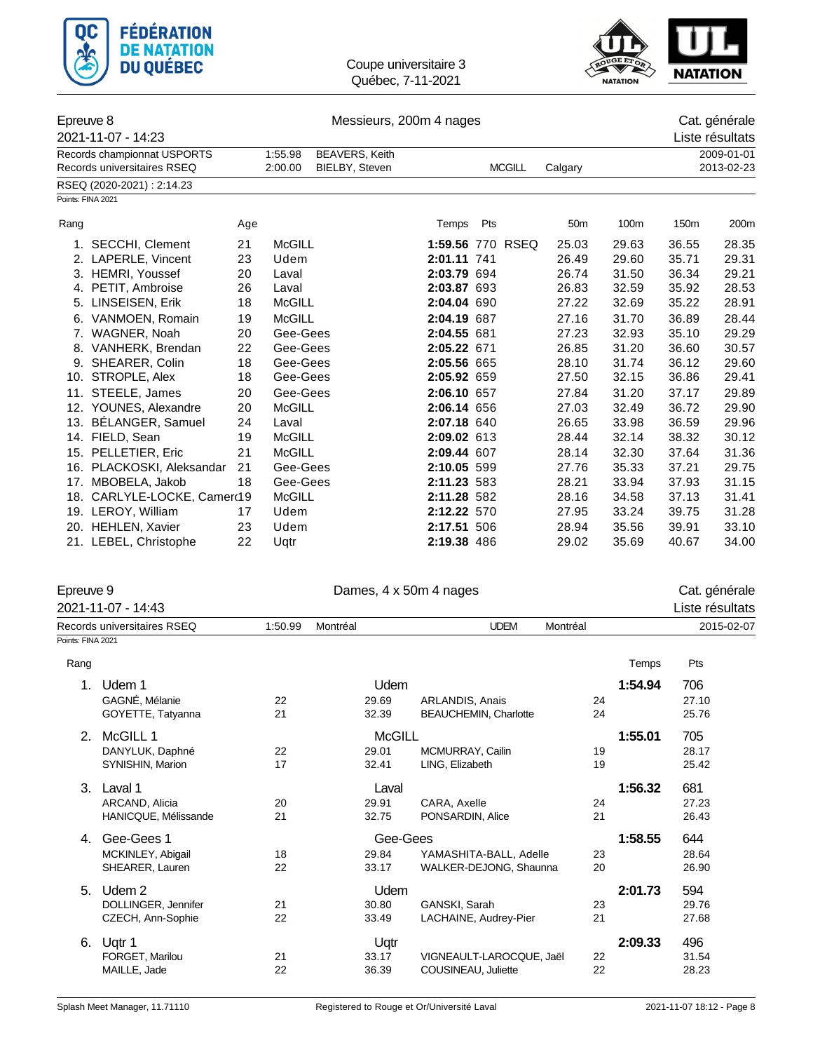Coupe universitaire 3
Québec, 7-11-2021

## Epreuve 8 — Messieurs, 200m 4 nages

2021-11-07 - 14:23

Cat. générale
Liste résultats

| Records | Temps | Nom | | Club | Lieu | Date |
|---|---|---|---|---|---|---|
| Records championnat USPORTS | 1:55.98 | BEAVERS, Keith | | | | 2009-01-01 |
| Records universitaires RSEQ | 2:00.00 | BIELBY, Steven | | MCGILL | Calgary | 2013-02-23 |

RSEQ (2020-2021) : 2:14.23

Points: FINA 2021

| Rang | Nom | Age | Club | Temps | Pts | | 50m | 100m | 150m | 200m |
|---|---|---|---|---|---|---|---|---|---|---|
| 1. | SECCHI, Clement | 21 | McGILL | **1:59.56** | 770 | RSEQ | 25.03 | 29.63 | 36.55 | 28.35 |
| 2. | LAPERLE, Vincent | 23 | Udem | **2:01.11** | 741 | | 26.49 | 29.60 | 35.71 | 29.31 |
| 3. | HEMRI, Youssef | 20 | Laval | **2:03.79** | 694 | | 26.74 | 31.50 | 36.34 | 29.21 |
| 4. | PETIT, Ambroise | 26 | Laval | **2:03.87** | 693 | | 26.83 | 32.59 | 35.92 | 28.53 |
| 5. | LINSEISEN, Erik | 18 | McGILL | **2:04.04** | 690 | | 27.22 | 32.69 | 35.22 | 28.91 |
| 6. | VANMOEN, Romain | 19 | McGILL | **2:04.19** | 687 | | 27.16 | 31.70 | 36.89 | 28.44 |
| 7. | WAGNER, Noah | 20 | Gee-Gees | **2:04.55** | 681 | | 27.23 | 32.93 | 35.10 | 29.29 |
| 8. | VANHERK, Brendan | 22 | Gee-Gees | **2:05.22** | 671 | | 26.85 | 31.20 | 36.60 | 30.57 |
| 9. | SHEARER, Colin | 18 | Gee-Gees | **2:05.56** | 665 | | 28.10 | 31.74 | 36.12 | 29.60 |
| 10. | STROPLE, Alex | 18 | Gee-Gees | **2:05.92** | 659 | | 27.50 | 32.15 | 36.86 | 29.41 |
| 11. | STEELE, James | 20 | Gee-Gees | **2:06.10** | 657 | | 27.84 | 31.20 | 37.17 | 29.89 |
| 12. | YOUNES, Alexandre | 20 | McGILL | **2:06.14** | 656 | | 27.03 | 32.49 | 36.72 | 29.90 |
| 13. | BÉLANGER, Samuel | 24 | Laval | **2:07.18** | 640 | | 26.65 | 33.98 | 36.59 | 29.96 |
| 14. | FIELD, Sean | 19 | McGILL | **2:09.02** | 613 | | 28.44 | 32.14 | 38.32 | 30.12 |
| 15. | PELLETIER, Eric | 21 | McGILL | **2:09.44** | 607 | | 28.14 | 32.30 | 37.64 | 31.36 |
| 16. | PLACKOSKI, Aleksandar | 21 | Gee-Gees | **2:10.05** | 599 | | 27.76 | 35.33 | 37.21 | 29.75 |
| 17. | MBOBELA, Jakob | 18 | Gee-Gees | **2:11.23** | 583 | | 28.21 | 33.94 | 37.93 | 31.15 |
| 18. | CARLYLE-LOCKE, Camer( | 19 | McGILL | **2:11.28** | 582 | | 28.16 | 34.58 | 37.13 | 31.41 |
| 19. | LEROY, William | 17 | Udem | **2:12.22** | 570 | | 27.95 | 33.24 | 39.75 | 31.28 |
| 20. | HEHLEN, Xavier | 23 | Udem | **2:17.51** | 506 | | 28.94 | 35.56 | 39.91 | 33.10 |
| 21. | LEBEL, Christophe | 22 | Uqtr | **2:19.38** | 486 | | 29.02 | 35.69 | 40.67 | 34.00 |

## Epreuve 9 — Dames, 4 x 50m 4 nages

2021-11-07 - 14:43

Cat. générale
Liste résultats

| Records | Temps | Nom | Club | Lieu | Date |
|---|---|---|---|---|---|
| Records universitaires RSEQ | 1:50.99 | Montréal | UDEM | Montréal | 2015-02-07 |

Points: FINA 2021

| Rang | Équipe / Nageuse | Age | Temps partiel | Nageuse | Age | Temps | Pts |
|---|---|---|---|---|---|---|---|
| 1. | Udem 1 | | Udem | | | **1:54.94** | 706 |
| | GAGNÉ, Mélanie | 22 | 29.69 | ARLANDIS, Anais | 24 | | 27.10 |
| | GOYETTE, Tatyanna | 21 | 32.39 | BEAUCHEMIN, Charlotte | 24 | | 25.76 |
| 2. | McGILL 1 | | McGILL | | | **1:55.01** | 705 |
| | DANYLUK, Daphné | 22 | 29.01 | MCMURRAY, Cailin | 19 | | 28.17 |
| | SYNISHIN, Marion | 17 | 32.41 | LING, Elizabeth | 19 | | 25.42 |
| 3. | Laval 1 | | Laval | | | **1:56.32** | 681 |
| | ARCAND, Alicia | 20 | 29.91 | CARA, Axelle | 24 | | 27.23 |
| | HANICQUE, Mélissande | 21 | 32.75 | PONSARDIN, Alice | 21 | | 26.43 |
| 4. | Gee-Gees 1 | | Gee-Gees | | | **1:58.55** | 644 |
| | MCKINLEY, Abigail | 18 | 29.84 | YAMASHITA-BALL, Adelle | 23 | | 28.64 |
| | SHEARER, Lauren | 22 | 33.17 | WALKER-DEJONG, Shaunna | 20 | | 26.90 |
| 5. | Udem 2 | | Udem | | | **2:01.73** | 594 |
| | DOLLINGER, Jennifer | 21 | 30.80 | GANSKI, Sarah | 23 | | 29.76 |
| | CZECH, Ann-Sophie | 22 | 33.49 | LACHAINE, Audrey-Pier | 21 | | 27.68 |
| 6. | Uqtr 1 | | Uqtr | | | **2:09.33** | 496 |
| | FORGET, Marilou | 21 | 33.17 | VIGNEAULT-LAROCQUE, Jaël | 22 | | 31.54 |
| | MAILLE, Jade | 22 | 36.39 | COUSINEAU, Juliette | 22 | | 28.23 |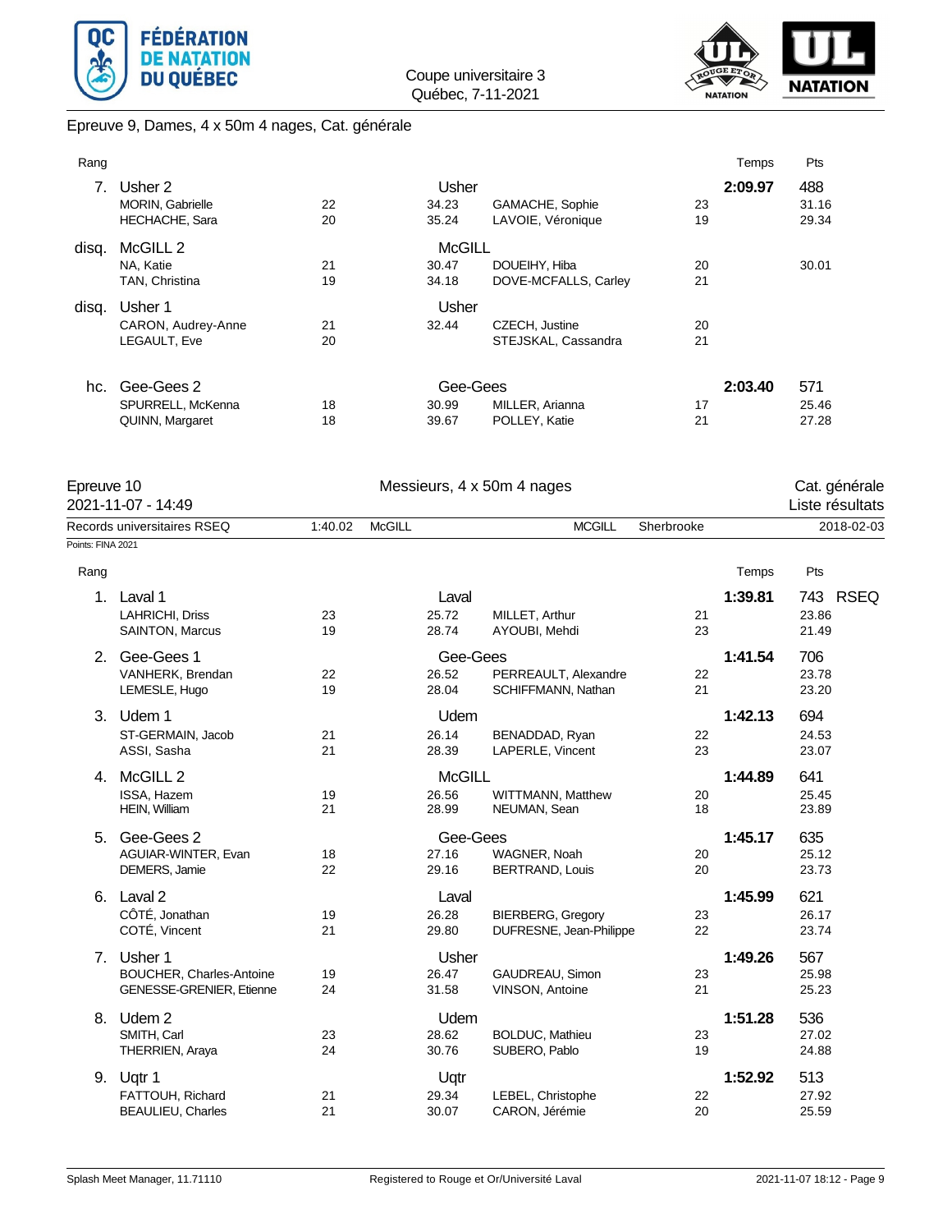Coupe universitaire 3
Québec, 7-11-2021

## Epreuve 9, Dames, 4 x 50m 4 nages, Cat. générale

| Rang | | | | | | Temps | Pts |
|---|---|---|---|---|---|---|---|
| 7. | Usher 2 | | Usher | | | 2:09.97 | 488 |
| | MORIN, Gabrielle | 22 | 34.23 | GAMACHE, Sophie | 23 | | 31.16 |
| | HECHACHE, Sara | 20 | 35.24 | LAVOIE, Véronique | 19 | | 29.34 |
| disq. | McGILL 2 | | McGILL | | | | |
| | NA, Katie | 21 | 30.47 | DOUEIHY, Hiba | 20 | | 30.01 |
| | TAN, Christina | 19 | 34.18 | DOVE-MCFALLS, Carley | 21 | | |
| disq. | Usher 1 | | Usher | | | | |
| | CARON, Audrey-Anne | 21 | 32.44 | CZECH, Justine | 20 | | |
| | LEGAULT, Eve | 20 | | STEJSKAL, Cassandra | 21 | | |
| hc. | Gee-Gees 2 | | Gee-Gees | | | 2:03.40 | 571 |
| | SPURRELL, McKenna | 18 | 30.99 | MILLER, Arianna | 17 | | 25.46 |
| | QUINN, Margaret | 18 | 39.67 | POLLEY, Katie | 21 | | 27.28 |

## Epreuve 10 — Messieurs, 4 x 50m 4 nages — Cat. générale

2021-11-07 - 14:49 — Liste résultats

Records universitaires RSEQ — 1:40.02 — McGILL — MCGILL — Sherbrooke — 2018-02-03

Points: FINA 2021

| Rang | | | | | | Temps | Pts |
|---|---|---|---|---|---|---|---|
| 1. | Laval 1 | | Laval | | | 1:39.81 | 743 RSEQ |
| | LAHRICHI, Driss | 23 | 25.72 | MILLET, Arthur | 21 | | 23.86 |
| | SAINTON, Marcus | 19 | 28.74 | AYOUBI, Mehdi | 23 | | 21.49 |
| 2. | Gee-Gees 1 | | Gee-Gees | | | 1:41.54 | 706 |
| | VANHERK, Brendan | 22 | 26.52 | PERREAULT, Alexandre | 22 | | 23.78 |
| | LEMESLE, Hugo | 19 | 28.04 | SCHIFFMANN, Nathan | 21 | | 23.20 |
| 3. | Udem 1 | | Udem | | | 1:42.13 | 694 |
| | ST-GERMAIN, Jacob | 21 | 26.14 | BENADDAD, Ryan | 22 | | 24.53 |
| | ASSI, Sasha | 21 | 28.39 | LAPERLE, Vincent | 23 | | 23.07 |
| 4. | McGILL 2 | | McGILL | | | 1:44.89 | 641 |
| | ISSA, Hazem | 19 | 26.56 | WITTMANN, Matthew | 20 | | 25.45 |
| | HEIN, William | 21 | 28.99 | NEUMAN, Sean | 18 | | 23.89 |
| 5. | Gee-Gees 2 | | Gee-Gees | | | 1:45.17 | 635 |
| | AGUIAR-WINTER, Evan | 18 | 27.16 | WAGNER, Noah | 20 | | 25.12 |
| | DEMERS, Jamie | 22 | 29.16 | BERTRAND, Louis | 20 | | 23.73 |
| 6. | Laval 2 | | Laval | | | 1:45.99 | 621 |
| | CÔTÉ, Jonathan | 19 | 26.28 | BIERBERG, Gregory | 23 | | 26.17 |
| | COTÉ, Vincent | 21 | 29.80 | DUFRESNE, Jean-Philippe | 22 | | 23.74 |
| 7. | Usher 1 | | Usher | | | 1:49.26 | 567 |
| | BOUCHER, Charles-Antoine | 19 | 26.47 | GAUDREAU, Simon | 23 | | 25.98 |
| | GENESSE-GRENIER, Etienne | 24 | 31.58 | VINSON, Antoine | 21 | | 25.23 |
| 8. | Udem 2 | | Udem | | | 1:51.28 | 536 |
| | SMITH, Carl | 23 | 28.62 | BOLDUC, Mathieu | 23 | | 27.02 |
| | THERRIEN, Araya | 24 | 30.76 | SUBERO, Pablo | 19 | | 24.88 |
| 9. | Uqtr 1 | | Uqtr | | | 1:52.92 | 513 |
| | FATTOUH, Richard | 21 | 29.34 | LEBEL, Christophe | 22 | | 27.92 |
| | BEAULIEU, Charles | 21 | 30.07 | CARON, Jérémie | 20 | | 25.59 |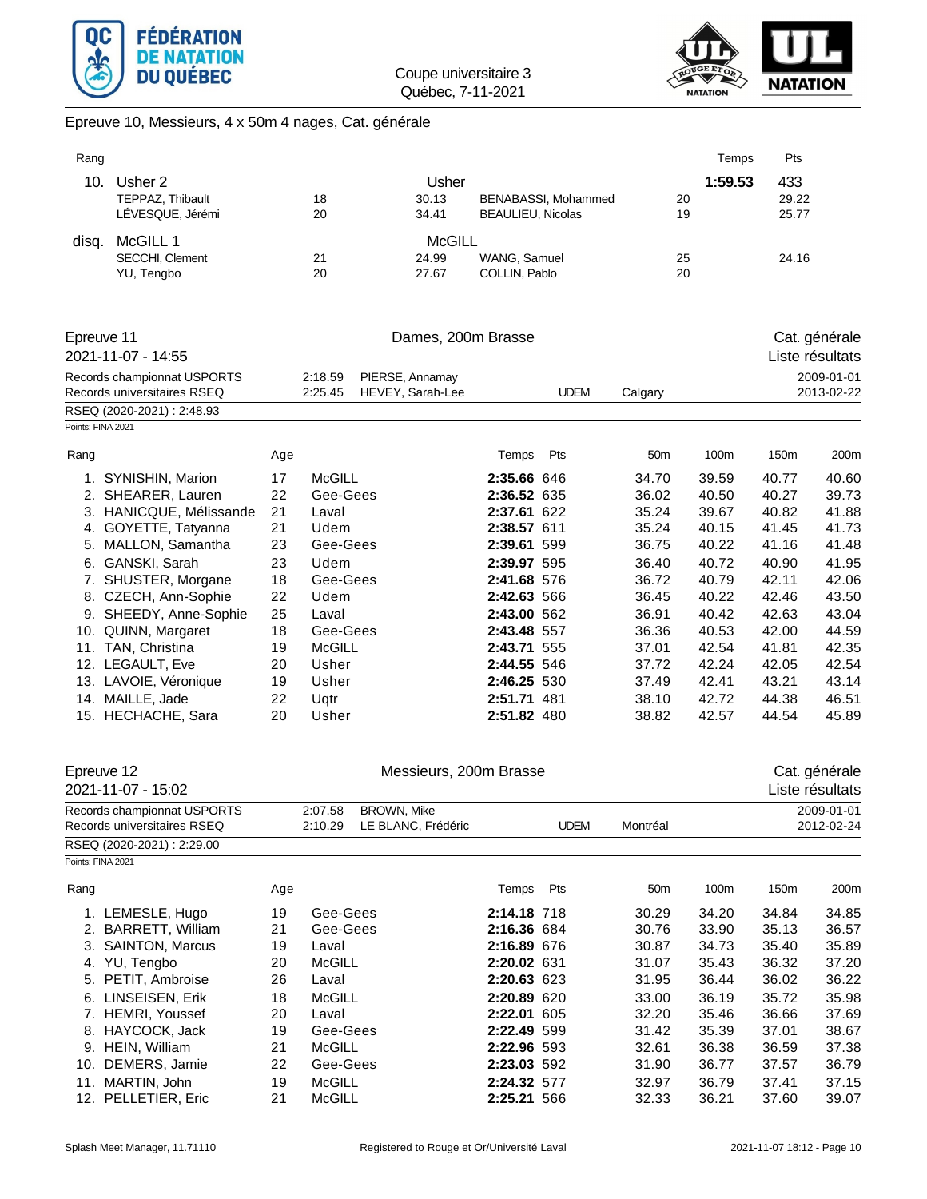Coupe universitaire 3
Québec, 7-11-2021

## Epreuve 10, Messieurs, 4 x 50m 4 nages, Cat. générale

| Rang | | | | | | Temps | Pts |
|---|---|---|---|---|---|---|---|
| 10. | Usher 2 | | Usher | | | **1:59.53** | 433 |
| | TEPPAZ, Thibault | 18 | 30.13 | BENABASSI, Mohammed | 20 | | 29.22 |
| | LÉVESQUE, Jérémi | 20 | 34.41 | BEAULIEU, Nicolas | 19 | | 25.77 |
| disq. | McGILL 1 | | McGILL | | | | |
| | SECCHI, Clement | 21 | 24.99 | WANG, Samuel | 25 | | 24.16 |
| | YU, Tengbo | 20 | 27.67 | COLLIN, Pablo | 20 | | |

## Epreuve 11 — Dames, 200m Brasse — Cat. générale

2021-11-07 - 14:55 — Liste résultats

| | | | | | |
|---|---|---|---|---|---|
| Records championnat USPORTS | 2:18.59 | PIERSE, Annamay | | | 2009-01-01 |
| Records universitaires RSEQ | 2:25.45 | HEVEY, Sarah-Lee | UDEM | Calgary | 2013-02-22 |

RSEQ (2020-2021) : 2:48.93

Points: FINA 2021

| Rang | | Age | | Temps | Pts | 50m | 100m | 150m | 200m |
|---|---|---|---|---|---|---|---|---|---|
| 1. | SYNISHIN, Marion | 17 | McGILL | **2:35.66** | 646 | 34.70 | 39.59 | 40.77 | 40.60 |
| 2. | SHEARER, Lauren | 22 | Gee-Gees | **2:36.52** | 635 | 36.02 | 40.50 | 40.27 | 39.73 |
| 3. | HANICQUE, Mélissande | 21 | Laval | **2:37.61** | 622 | 35.24 | 39.67 | 40.82 | 41.88 |
| 4. | GOYETTE, Tatyanna | 21 | Udem | **2:38.57** | 611 | 35.24 | 40.15 | 41.45 | 41.73 |
| 5. | MALLON, Samantha | 23 | Gee-Gees | **2:39.61** | 599 | 36.75 | 40.22 | 41.16 | 41.48 |
| 6. | GANSKI, Sarah | 23 | Udem | **2:39.97** | 595 | 36.40 | 40.72 | 40.90 | 41.95 |
| 7. | SHUSTER, Morgane | 18 | Gee-Gees | **2:41.68** | 576 | 36.72 | 40.79 | 42.11 | 42.06 |
| 8. | CZECH, Ann-Sophie | 22 | Udem | **2:42.63** | 566 | 36.45 | 40.22 | 42.46 | 43.50 |
| 9. | SHEEDY, Anne-Sophie | 25 | Laval | **2:43.00** | 562 | 36.91 | 40.42 | 42.63 | 43.04 |
| 10. | QUINN, Margaret | 18 | Gee-Gees | **2:43.48** | 557 | 36.36 | 40.53 | 42.00 | 44.59 |
| 11. | TAN, Christina | 19 | McGILL | **2:43.71** | 555 | 37.01 | 42.54 | 41.81 | 42.35 |
| 12. | LEGAULT, Eve | 20 | Usher | **2:44.55** | 546 | 37.72 | 42.24 | 42.05 | 42.54 |
| 13. | LAVOIE, Véronique | 19 | Usher | **2:46.25** | 530 | 37.49 | 42.41 | 43.21 | 43.14 |
| 14. | MAILLE, Jade | 22 | Uqtr | **2:51.71** | 481 | 38.10 | 42.72 | 44.38 | 46.51 |
| 15. | HECHACHE, Sara | 20 | Usher | **2:51.82** | 480 | 38.82 | 42.57 | 44.54 | 45.89 |

## Epreuve 12 — Messieurs, 200m Brasse — Cat. générale

2021-11-07 - 15:02 — Liste résultats

| | | | | | |
|---|---|---|---|---|---|
| Records championnat USPORTS | 2:07.58 | BROWN, Mike | | | 2009-01-01 |
| Records universitaires RSEQ | 2:10.29 | LE BLANC, Frédéric | UDEM | Montréal | 2012-02-24 |

RSEQ (2020-2021) : 2:29.00

Points: FINA 2021

| Rang | | Age | | Temps | Pts | 50m | 100m | 150m | 200m |
|---|---|---|---|---|---|---|---|---|---|
| 1. | LEMESLE, Hugo | 19 | Gee-Gees | **2:14.18** | 718 | 30.29 | 34.20 | 34.84 | 34.85 |
| 2. | BARRETT, William | 21 | Gee-Gees | **2:16.36** | 684 | 30.76 | 33.90 | 35.13 | 36.57 |
| 3. | SAINTON, Marcus | 19 | Laval | **2:16.89** | 676 | 30.87 | 34.73 | 35.40 | 35.89 |
| 4. | YU, Tengbo | 20 | McGILL | **2:20.02** | 631 | 31.07 | 35.43 | 36.32 | 37.20 |
| 5. | PETIT, Ambroise | 26 | Laval | **2:20.63** | 623 | 31.95 | 36.44 | 36.02 | 36.22 |
| 6. | LINSEISEN, Erik | 18 | McGILL | **2:20.89** | 620 | 33.00 | 36.19 | 35.72 | 35.98 |
| 7. | HEMRI, Youssef | 20 | Laval | **2:22.01** | 605 | 32.20 | 35.46 | 36.66 | 37.69 |
| 8. | HAYCOCK, Jack | 19 | Gee-Gees | **2:22.49** | 599 | 31.42 | 35.39 | 37.01 | 38.67 |
| 9. | HEIN, William | 21 | McGILL | **2:22.96** | 593 | 32.61 | 36.38 | 36.59 | 37.38 |
| 10. | DEMERS, Jamie | 22 | Gee-Gees | **2:23.03** | 592 | 31.90 | 36.77 | 37.57 | 36.79 |
| 11. | MARTIN, John | 19 | McGILL | **2:24.32** | 577 | 32.97 | 36.79 | 37.41 | 37.15 |
| 12. | PELLETIER, Eric | 21 | McGILL | **2:25.21** | 566 | 32.33 | 36.21 | 37.60 | 39.07 |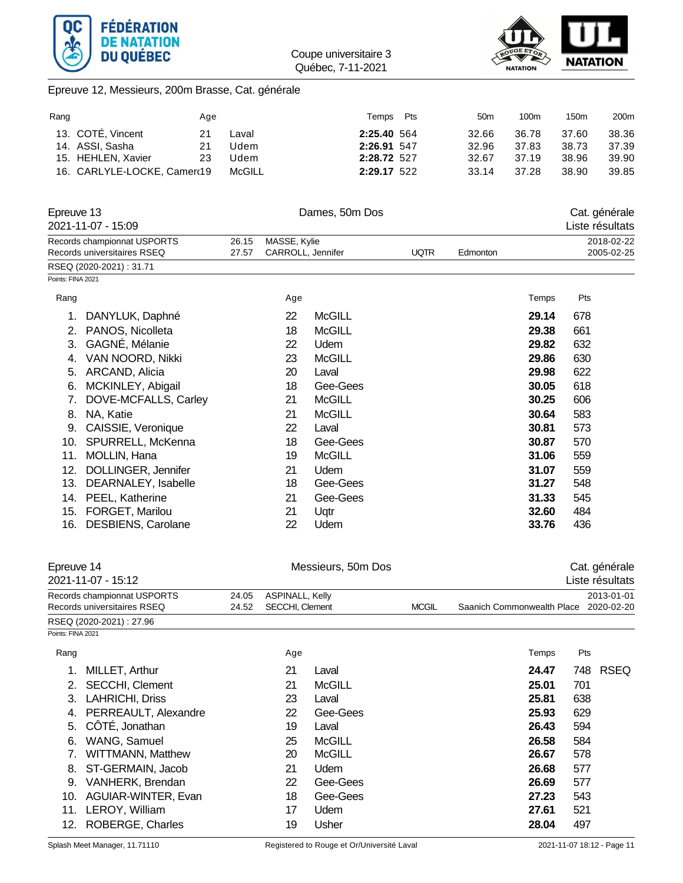Epreuve 12, Messieurs, 200m Brasse, Cat. générale

| Rang | | Age | | Temps | Pts | 50m | 100m | 150m | 200m |
|---|---|---|---|---|---|---|---|---|---|
| 13. | COTÉ, Vincent | 21 | Laval | **2:25.40** | 564 | 32.66 | 36.78 | 37.60 | 38.36 |
| 14. | ASSI, Sasha | 21 | Udem | **2:26.91** | 547 | 32.96 | 37.83 | 38.73 | 37.39 |
| 15. | HEHLEN, Xavier | 23 | Udem | **2:28.72** | 527 | 32.67 | 37.19 | 38.96 | 39.90 |
| 16. | CARLYLE-LOCKE, Camer( | 19 | McGILL | **2:29.17** | 522 | 33.14 | 37.28 | 38.90 | 39.85 |

## Epreuve 13 — Dames, 50m Dos — Cat. générale

2021-11-07 - 15:09 — Liste résultats

| | | | | | |
|---|---|---|---|---|---|
| Records championnat USPORTS | 26.15 | MASSE, Kylie | | | 2018-02-22 |
| Records universitaires RSEQ | 27.57 | CARROLL, Jennifer | UQTR | Edmonton | 2005-02-25 |

RSEQ (2020-2021) : 31.71

Points: FINA 2021

| Rang | | Age | | Temps | Pts |
|---|---|---|---|---|---|
| 1. | DANYLUK, Daphné | 22 | McGILL | **29.14** | 678 |
| 2. | PANOS, Nicolleta | 18 | McGILL | **29.38** | 661 |
| 3. | GAGNÉ, Mélanie | 22 | Udem | **29.82** | 632 |
| 4. | VAN NOORD, Nikki | 23 | McGILL | **29.86** | 630 |
| 5. | ARCAND, Alicia | 20 | Laval | **29.98** | 622 |
| 6. | MCKINLEY, Abigail | 18 | Gee-Gees | **30.05** | 618 |
| 7. | DOVE-MCFALLS, Carley | 21 | McGILL | **30.25** | 606 |
| 8. | NA, Katie | 21 | McGILL | **30.64** | 583 |
| 9. | CAISSIE, Veronique | 22 | Laval | **30.81** | 573 |
| 10. | SPURRELL, McKenna | 18 | Gee-Gees | **30.87** | 570 |
| 11. | MOLLIN, Hana | 19 | McGILL | **31.06** | 559 |
| 12. | DOLLINGER, Jennifer | 21 | Udem | **31.07** | 559 |
| 13. | DEARNALEY, Isabelle | 18 | Gee-Gees | **31.27** | 548 |
| 14. | PEEL, Katherine | 21 | Gee-Gees | **31.33** | 545 |
| 15. | FORGET, Marilou | 21 | Uqtr | **32.60** | 484 |
| 16. | DESBIENS, Carolane | 22 | Udem | **33.76** | 436 |

## Epreuve 14 — Messieurs, 50m Dos — Cat. générale

2021-11-07 - 15:12 — Liste résultats

| | | | | | |
|---|---|---|---|---|---|
| Records championnat USPORTS | 24.05 | ASPINALL, Kelly | | | 2013-01-01 |
| Records universitaires RSEQ | 24.52 | SECCHI, Clement | MCGIL | Saanich Commonwealth Place | 2020-02-20 |

RSEQ (2020-2021) : 27.96

Points: FINA 2021

| Rang | | Age | | Temps | Pts | |
|---|---|---|---|---|---|---|
| 1. | MILLET, Arthur | 21 | Laval | **24.47** | 748 | RSEQ |
| 2. | SECCHI, Clement | 21 | McGILL | **25.01** | 701 | |
| 3. | LAHRICHI, Driss | 23 | Laval | **25.81** | 638 | |
| 4. | PERREAULT, Alexandre | 22 | Gee-Gees | **25.93** | 629 | |
| 5. | CÔTÉ, Jonathan | 19 | Laval | **26.43** | 594 | |
| 6. | WANG, Samuel | 25 | McGILL | **26.58** | 584 | |
| 7. | WITTMANN, Matthew | 20 | McGILL | **26.67** | 578 | |
| 8. | ST-GERMAIN, Jacob | 21 | Udem | **26.68** | 577 | |
| 9. | VANHERK, Brendan | 22 | Gee-Gees | **26.69** | 577 | |
| 10. | AGUIAR-WINTER, Evan | 18 | Gee-Gees | **27.23** | 543 | |
| 11. | LEROY, William | 17 | Udem | **27.61** | 521 | |
| 12. | ROBERGE, Charles | 19 | Usher | **28.04** | 497 | |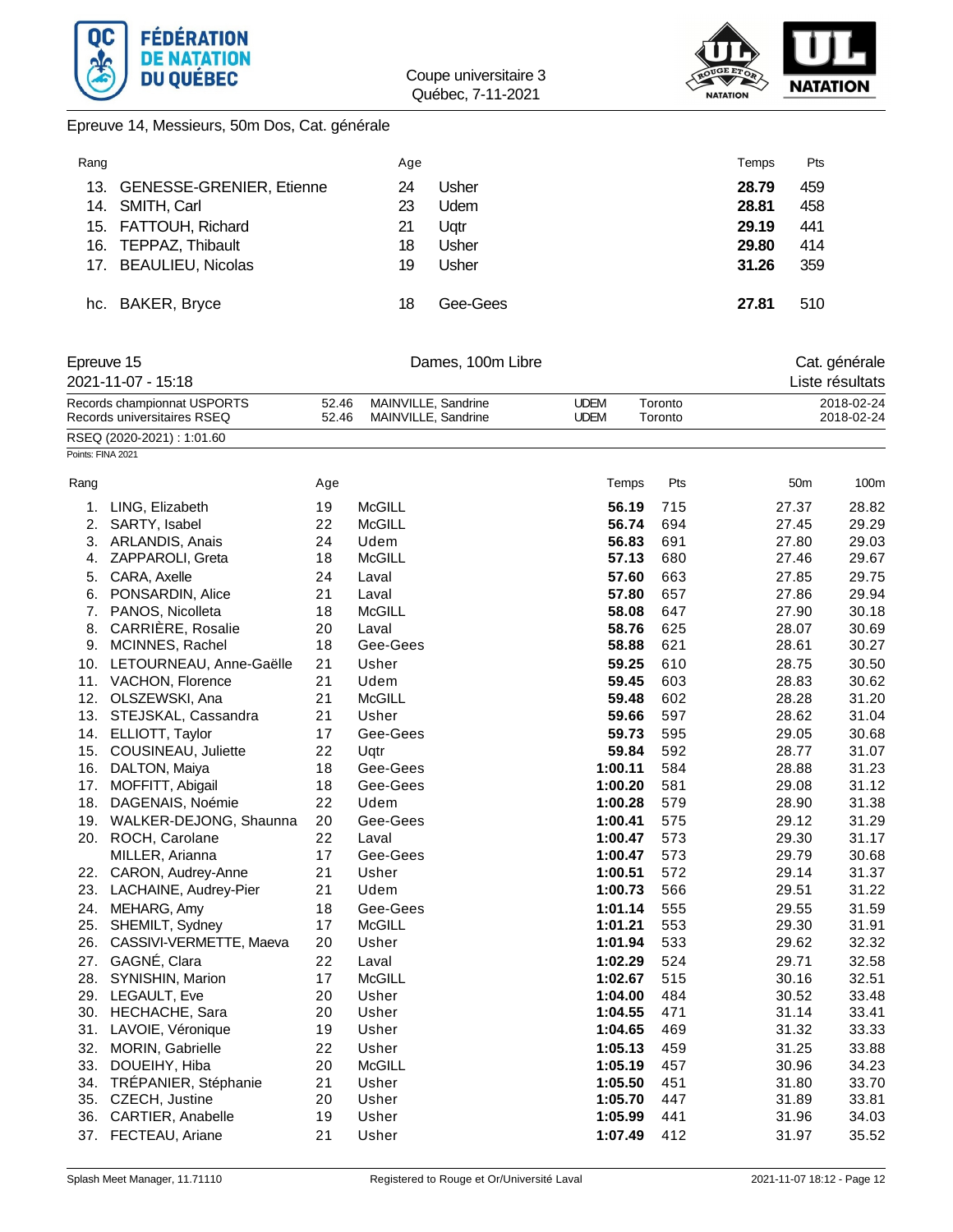Epreuve 14, Messieurs, 50m Dos, Cat. générale

| Rang | | Age | | Temps | Pts |
|---|---|---|---|---|---|
| 13. | GENESSE-GRENIER, Etienne | 24 | Usher | **28.79** | 459 |
| 14. | SMITH, Carl | 23 | Udem | **28.81** | 458 |
| 15. | FATTOUH, Richard | 21 | Uqtr | **29.19** | 441 |
| 16. | TEPPAZ, Thibault | 18 | Usher | **29.80** | 414 |
| 17. | BEAULIEU, Nicolas | 19 | Usher | **31.26** | 359 |
| hc. | BAKER, Bryce | 18 | Gee-Gees | **27.81** | 510 |

## Epreuve 15 — Dames, 100m Libre — Cat. générale

2021-11-07 - 15:18 — Liste résultats

| | | | | | |
|---|---|---|---|---|---|
| Records championnat USPORTS | 52.46 | MAINVILLE, Sandrine | UDEM | Toronto | 2018-02-24 |
| Records universitaires RSEQ | 52.46 | MAINVILLE, Sandrine | UDEM | Toronto | 2018-02-24 |

RSEQ (2020-2021) : 1:01.60

Points: FINA 2021

| Rang | | Age | | Temps | Pts | 50m | 100m |
|---|---|---|---|---|---|---|---|
| 1. | LING, Elizabeth | 19 | McGILL | **56.19** | 715 | 27.37 | 28.82 |
| 2. | SARTY, Isabel | 22 | McGILL | **56.74** | 694 | 27.45 | 29.29 |
| 3. | ARLANDIS, Anais | 24 | Udem | **56.83** | 691 | 27.80 | 29.03 |
| 4. | ZAPPAROLI, Greta | 18 | McGILL | **57.13** | 680 | 27.46 | 29.67 |
| 5. | CARA, Axelle | 24 | Laval | **57.60** | 663 | 27.85 | 29.75 |
| 6. | PONSARDIN, Alice | 21 | Laval | **57.80** | 657 | 27.86 | 29.94 |
| 7. | PANOS, Nicolleta | 18 | McGILL | **58.08** | 647 | 27.90 | 30.18 |
| 8. | CARRIÈRE, Rosalie | 20 | Laval | **58.76** | 625 | 28.07 | 30.69 |
| 9. | MCINNES, Rachel | 18 | Gee-Gees | **58.88** | 621 | 28.61 | 30.27 |
| 10. | LETOURNEAU, Anne-Gaëlle | 21 | Usher | **59.25** | 610 | 28.75 | 30.50 |
| 11. | VACHON, Florence | 21 | Udem | **59.45** | 603 | 28.83 | 30.62 |
| 12. | OLSZEWSKI, Ana | 21 | McGILL | **59.48** | 602 | 28.28 | 31.20 |
| 13. | STEJSKAL, Cassandra | 21 | Usher | **59.66** | 597 | 28.62 | 31.04 |
| 14. | ELLIOTT, Taylor | 17 | Gee-Gees | **59.73** | 595 | 29.05 | 30.68 |
| 15. | COUSINEAU, Juliette | 22 | Uqtr | **59.84** | 592 | 28.77 | 31.07 |
| 16. | DALTON, Maiya | 18 | Gee-Gees | **1:00.11** | 584 | 28.88 | 31.23 |
| 17. | MOFFITT, Abigail | 18 | Gee-Gees | **1:00.20** | 581 | 29.08 | 31.12 |
| 18. | DAGENAIS, Noémie | 22 | Udem | **1:00.28** | 579 | 28.90 | 31.38 |
| 19. | WALKER-DEJONG, Shaunna | 20 | Gee-Gees | **1:00.41** | 575 | 29.12 | 31.29 |
| 20. | ROCH, Carolane | 22 | Laval | **1:00.47** | 573 | 29.30 | 31.17 |
| | MILLER, Arianna | 17 | Gee-Gees | **1:00.47** | 573 | 29.79 | 30.68 |
| 22. | CARON, Audrey-Anne | 21 | Usher | **1:00.51** | 572 | 29.14 | 31.37 |
| 23. | LACHAINE, Audrey-Pier | 21 | Udem | **1:00.73** | 566 | 29.51 | 31.22 |
| 24. | MEHARG, Amy | 18 | Gee-Gees | **1:01.14** | 555 | 29.55 | 31.59 |
| 25. | SHEMILT, Sydney | 17 | McGILL | **1:01.21** | 553 | 29.30 | 31.91 |
| 26. | CASSIVI-VERMETTE, Maeva | 20 | Usher | **1:01.94** | 533 | 29.62 | 32.32 |
| 27. | GAGNÉ, Clara | 22 | Laval | **1:02.29** | 524 | 29.71 | 32.58 |
| 28. | SYNISHIN, Marion | 17 | McGILL | **1:02.67** | 515 | 30.16 | 32.51 |
| 29. | LEGAULT, Eve | 20 | Usher | **1:04.00** | 484 | 30.52 | 33.48 |
| 30. | HECHACHE, Sara | 20 | Usher | **1:04.55** | 471 | 31.14 | 33.41 |
| 31. | LAVOIE, Véronique | 19 | Usher | **1:04.65** | 469 | 31.32 | 33.33 |
| 32. | MORIN, Gabrielle | 22 | Usher | **1:05.13** | 459 | 31.25 | 33.88 |
| 33. | DOUEIHY, Hiba | 20 | McGILL | **1:05.19** | 457 | 30.96 | 34.23 |
| 34. | TRÉPANIER, Stéphanie | 21 | Usher | **1:05.50** | 451 | 31.80 | 33.70 |
| 35. | CZECH, Justine | 20 | Usher | **1:05.70** | 447 | 31.89 | 33.81 |
| 36. | CARTIER, Anabelle | 19 | Usher | **1:05.99** | 441 | 31.96 | 34.03 |
| 37. | FECTEAU, Ariane | 21 | Usher | **1:07.49** | 412 | 31.97 | 35.52 |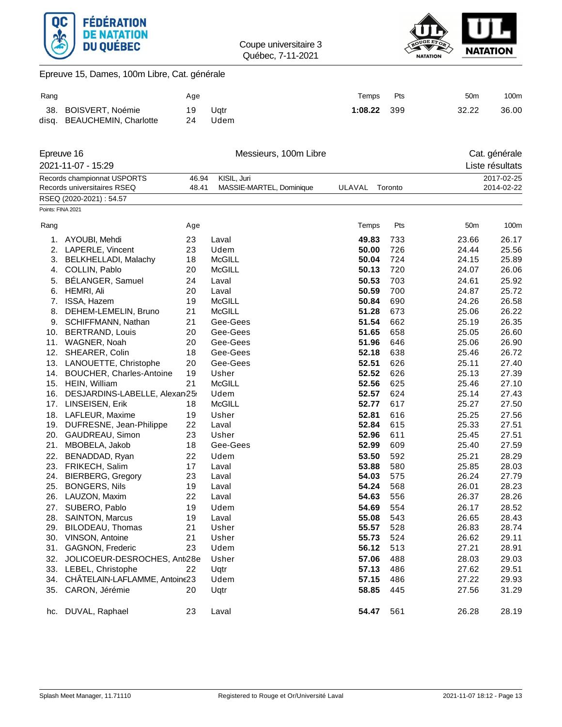Coupe universitaire 3
Québec, 7-11-2021

## Epreuve 15, Dames, 100m Libre, Cat. générale

| Rang | | Age | | Temps | Pts | 50m | 100m |
|---|---|---|---|---|---|---|---|
| 38. | BOISVERT, Noémie | 19 | Uqtr | **1:08.22** | 399 | 32.22 | 36.00 |
| disq. | BEAUCHEMIN, Charlotte | 24 | Udem | | | | |

## Epreuve 16 — Messieurs, 100m Libre — Cat. générale

2021-11-07 - 15:29 — Liste résultats

| | | | | | |
|---|---|---|---|---|---|
| Records championnat USPORTS | 46.94 | KISIL, Juri | | | 2017-02-25 |
| Records universitaires RSEQ | 48.41 | MASSIE-MARTEL, Dominique | ULAVAL | Toronto | 2014-02-22 |

RSEQ (2020-2021) : 54.57

Points: FINA 2021

| Rang | | Age | | Temps | Pts | 50m | 100m |
|---|---|---|---|---|---|---|---|
| 1. | AYOUBI, Mehdi | 23 | Laval | **49.83** | 733 | 23.66 | 26.17 |
| 2. | LAPERLE, Vincent | 23 | Udem | **50.00** | 726 | 24.44 | 25.56 |
| 3. | BELKHELLADI, Malachy | 18 | McGILL | **50.04** | 724 | 24.15 | 25.89 |
| 4. | COLLIN, Pablo | 20 | McGILL | **50.13** | 720 | 24.07 | 26.06 |
| 5. | BÉLANGER, Samuel | 24 | Laval | **50.53** | 703 | 24.61 | 25.92 |
| 6. | HEMRI, Ali | 20 | Laval | **50.59** | 700 | 24.87 | 25.72 |
| 7. | ISSA, Hazem | 19 | McGILL | **50.84** | 690 | 24.26 | 26.58 |
| 8. | DEHEM-LEMELIN, Bruno | 21 | McGILL | **51.28** | 673 | 25.06 | 26.22 |
| 9. | SCHIFFMANN, Nathan | 21 | Gee-Gees | **51.54** | 662 | 25.19 | 26.35 |
| 10. | BERTRAND, Louis | 20 | Gee-Gees | **51.65** | 658 | 25.05 | 26.60 |
| 11. | WAGNER, Noah | 20 | Gee-Gees | **51.96** | 646 | 25.06 | 26.90 |
| 12. | SHEARER, Colin | 18 | Gee-Gees | **52.18** | 638 | 25.46 | 26.72 |
| 13. | LANOUETTE, Christophe | 20 | Gee-Gees | **52.51** | 626 | 25.11 | 27.40 |
| 14. | BOUCHER, Charles-Antoine | 19 | Usher | **52.52** | 626 | 25.13 | 27.39 |
| 15. | HEIN, William | 21 | McGILL | **52.56** | 625 | 25.46 | 27.10 |
| 16. | DESJARDINS-LABELLE, Alexan | 25 | Udem | **52.57** | 624 | 25.14 | 27.43 |
| 17. | LINSEISEN, Erik | 18 | McGILL | **52.77** | 617 | 25.27 | 27.50 |
| 18. | LAFLEUR, Maxime | 19 | Usher | **52.81** | 616 | 25.25 | 27.56 |
| 19. | DUFRESNE, Jean-Philippe | 22 | Laval | **52.84** | 615 | 25.33 | 27.51 |
| 20. | GAUDREAU, Simon | 23 | Usher | **52.96** | 611 | 25.45 | 27.51 |
| 21. | MBOBELA, Jakob | 18 | Gee-Gees | **52.99** | 609 | 25.40 | 27.59 |
| 22. | BENADDAD, Ryan | 22 | Udem | **53.50** | 592 | 25.21 | 28.29 |
| 23. | FRIKECH, Salim | 17 | Laval | **53.88** | 580 | 25.85 | 28.03 |
| 24. | BIERBERG, Gregory | 23 | Laval | **54.03** | 575 | 26.24 | 27.79 |
| 25. | BONGERS, Nils | 19 | Laval | **54.24** | 568 | 26.01 | 28.23 |
| 26. | LAUZON, Maxim | 22 | Laval | **54.63** | 556 | 26.37 | 28.26 |
| 27. | SUBERO, Pablo | 19 | Udem | **54.69** | 554 | 26.17 | 28.52 |
| 28. | SAINTON, Marcus | 19 | Laval | **55.08** | 543 | 26.65 | 28.43 |
| 29. | BILODEAU, Thomas | 21 | Usher | **55.57** | 528 | 26.83 | 28.74 |
| 30. | VINSON, Antoine | 21 | Usher | **55.73** | 524 | 26.62 | 29.11 |
| 31. | GAGNON, Frederic | 23 | Udem | **56.12** | 513 | 27.21 | 28.91 |
| 32. | JOLICOEUR-DESROCHES, Ant | 28 | Usher | **57.06** | 488 | 28.03 | 29.03 |
| 33. | LEBEL, Christophe | 22 | Uqtr | **57.13** | 486 | 27.62 | 29.51 |
| 34. | CHÂTELAIN-LAFLAMME, Antoine | 23 | Udem | **57.15** | 486 | 27.22 | 29.93 |
| 35. | CARON, Jérémie | 20 | Uqtr | **58.85** | 445 | 27.56 | 31.29 |
| hc. | DUVAL, Raphael | 23 | Laval | **54.47** | 561 | 26.28 | 28.19 |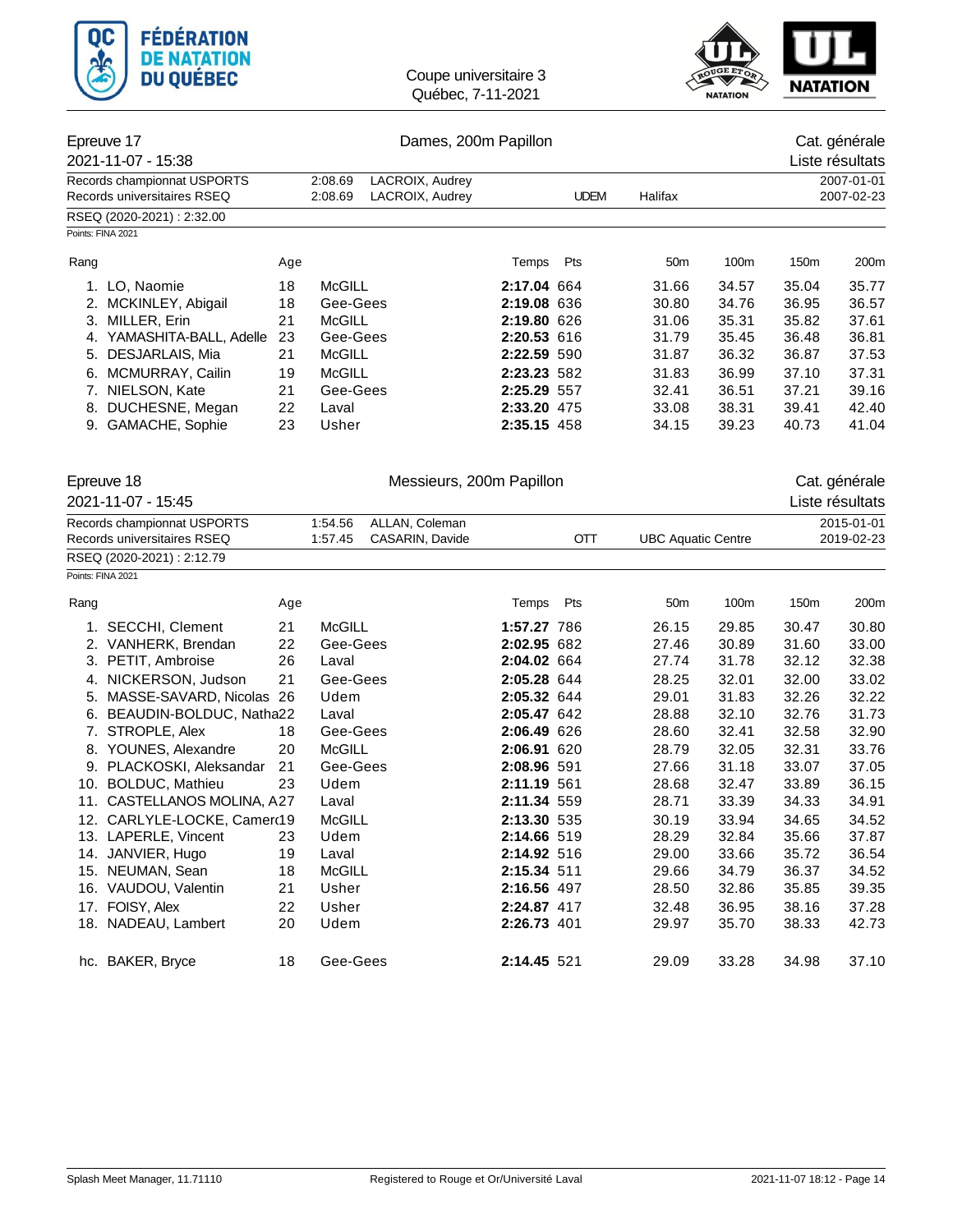Coupe universitaire 3
Québec, 7-11-2021

## Epreuve 17 — Dames, 200m Papillon

2021-11-07 - 15:38

Cat. générale
Liste résultats

| | | | | | |
|---|---|---|---|---|---|
| Records championnat USPORTS | 2:08.69 | LACROIX, Audrey | | | 2007-01-01 |
| Records universitaires RSEQ | 2:08.69 | LACROIX, Audrey | UDEM | Halifax | 2007-02-23 |

RSEQ (2020-2021) : 2:32.00

Points: FINA 2021

| Rang | | Age | | Temps | Pts | 50m | 100m | 150m | 200m |
|---|---|---|---|---|---|---|---|---|---|
| 1. | LO, Naomie | 18 | McGILL | **2:17.04** | 664 | 31.66 | 34.57 | 35.04 | 35.77 |
| 2. | MCKINLEY, Abigail | 18 | Gee-Gees | **2:19.08** | 636 | 30.80 | 34.76 | 36.95 | 36.57 |
| 3. | MILLER, Erin | 21 | McGILL | **2:19.80** | 626 | 31.06 | 35.31 | 35.82 | 37.61 |
| 4. | YAMASHITA-BALL, Adelle | 23 | Gee-Gees | **2:20.53** | 616 | 31.79 | 35.45 | 36.48 | 36.81 |
| 5. | DESJARLAIS, Mia | 21 | McGILL | **2:22.59** | 590 | 31.87 | 36.32 | 36.87 | 37.53 |
| 6. | MCMURRAY, Cailin | 19 | McGILL | **2:23.23** | 582 | 31.83 | 36.99 | 37.10 | 37.31 |
| 7. | NIELSON, Kate | 21 | Gee-Gees | **2:25.29** | 557 | 32.41 | 36.51 | 37.21 | 39.16 |
| 8. | DUCHESNE, Megan | 22 | Laval | **2:33.20** | 475 | 33.08 | 38.31 | 39.41 | 42.40 |
| 9. | GAMACHE, Sophie | 23 | Usher | **2:35.15** | 458 | 34.15 | 39.23 | 40.73 | 41.04 |

## Epreuve 18 — Messieurs, 200m Papillon

2021-11-07 - 15:45

Cat. générale
Liste résultats

| | | | | | |
|---|---|---|---|---|---|
| Records championnat USPORTS | 1:54.56 | ALLAN, Coleman | | | 2015-01-01 |
| Records universitaires RSEQ | 1:57.45 | CASARIN, Davide | OTT | UBC Aquatic Centre | 2019-02-23 |

RSEQ (2020-2021) : 2:12.79

Points: FINA 2021

| Rang | | Age | | Temps | Pts | 50m | 100m | 150m | 200m |
|---|---|---|---|---|---|---|---|---|---|
| 1. | SECCHI, Clement | 21 | McGILL | **1:57.27** | 786 | 26.15 | 29.85 | 30.47 | 30.80 |
| 2. | VANHERK, Brendan | 22 | Gee-Gees | **2:02.95** | 682 | 27.46 | 30.89 | 31.60 | 33.00 |
| 3. | PETIT, Ambroise | 26 | Laval | **2:04.02** | 664 | 27.74 | 31.78 | 32.12 | 32.38 |
| 4. | NICKERSON, Judson | 21 | Gee-Gees | **2:05.28** | 644 | 28.25 | 32.01 | 32.00 | 33.02 |
| 5. | MASSE-SAVARD, Nicolas | 26 | Udem | **2:05.32** | 644 | 29.01 | 31.83 | 32.26 | 32.22 |
| 6. | BEAUDIN-BOLDUC, Natha | 22 | Laval | **2:05.47** | 642 | 28.88 | 32.10 | 32.76 | 31.73 |
| 7. | STROPLE, Alex | 18 | Gee-Gees | **2:06.49** | 626 | 28.60 | 32.41 | 32.58 | 32.90 |
| 8. | YOUNES, Alexandre | 20 | McGILL | **2:06.91** | 620 | 28.79 | 32.05 | 32.31 | 33.76 |
| 9. | PLACKOSKI, Aleksandar | 21 | Gee-Gees | **2:08.96** | 591 | 27.66 | 31.18 | 33.07 | 37.05 |
| 10. | BOLDUC, Mathieu | 23 | Udem | **2:11.19** | 561 | 28.68 | 32.47 | 33.89 | 36.15 |
| 11. | CASTELLANOS MOLINA, A | 27 | Laval | **2:11.34** | 559 | 28.71 | 33.39 | 34.33 | 34.91 |
| 12. | CARLYLE-LOCKE, Camer | 19 | McGILL | **2:13.30** | 535 | 30.19 | 33.94 | 34.65 | 34.52 |
| 13. | LAPERLE, Vincent | 23 | Udem | **2:14.66** | 519 | 28.29 | 32.84 | 35.66 | 37.87 |
| 14. | JANVIER, Hugo | 19 | Laval | **2:14.92** | 516 | 29.00 | 33.66 | 35.72 | 36.54 |
| 15. | NEUMAN, Sean | 18 | McGILL | **2:15.34** | 511 | 29.66 | 34.79 | 36.37 | 34.52 |
| 16. | VAUDOU, Valentin | 21 | Usher | **2:16.56** | 497 | 28.50 | 32.86 | 35.85 | 39.35 |
| 17. | FOISY, Alex | 22 | Usher | **2:24.87** | 417 | 32.48 | 36.95 | 38.16 | 37.28 |
| 18. | NADEAU, Lambert | 20 | Udem | **2:26.73** | 401 | 29.97 | 35.70 | 38.33 | 42.73 |
| hc. | BAKER, Bryce | 18 | Gee-Gees | **2:14.45** | 521 | 29.09 | 33.28 | 34.98 | 37.10 |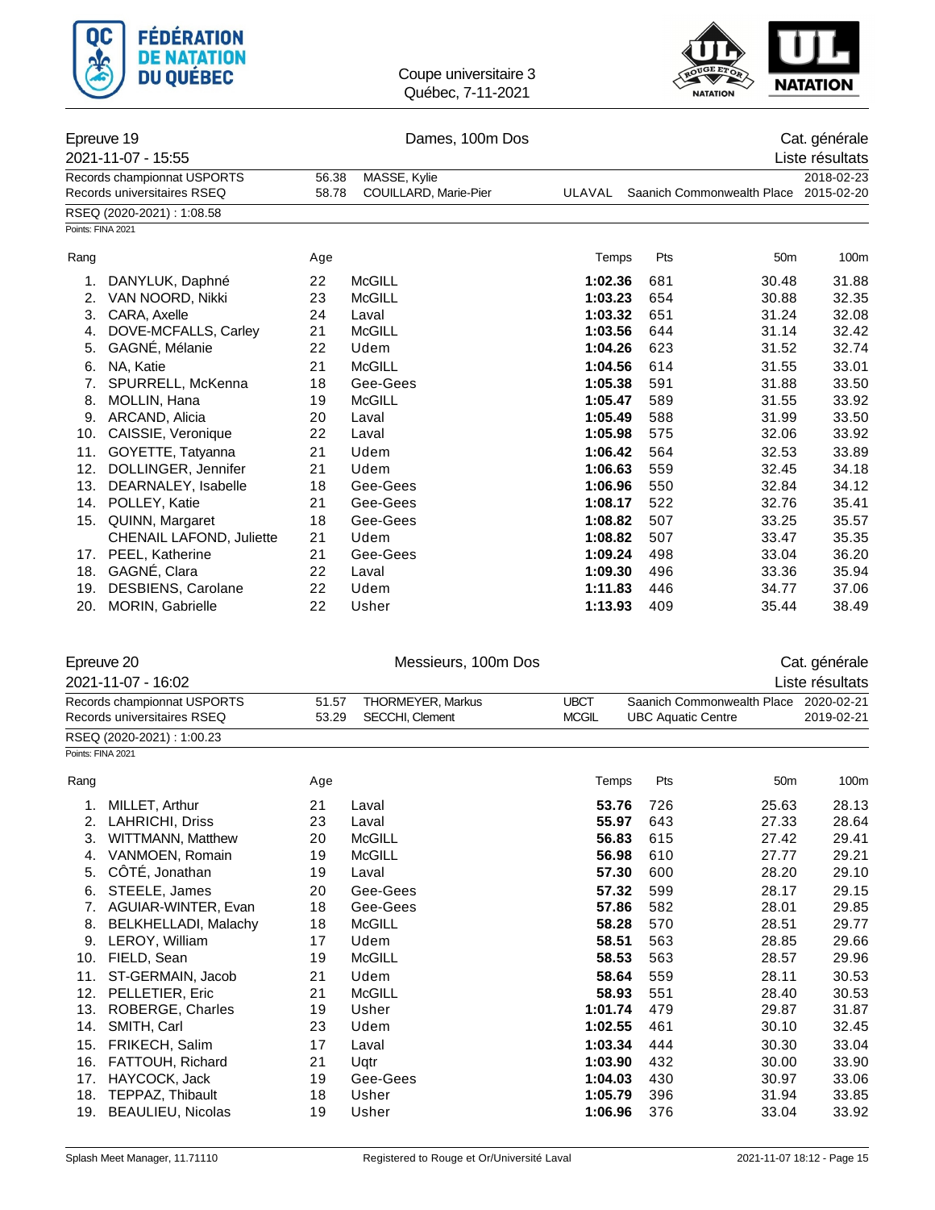Coupe universitaire 3
Québec, 7-11-2021

## Epreuve 19 — Dames, 100m Dos

Cat. générale

2021-11-07 - 15:55 — Liste résultats

| | | | | | |
|---|---|---|---|---|---|
| Records championnat USPORTS | 56.38 | MASSE, Kylie | | | 2018-02-23 |
| Records universitaires RSEQ | 58.78 | COUILLARD, Marie-Pier | ULAVAL | Saanich Commonwealth Place | 2015-02-20 |

RSEQ (2020-2021) : 1:08.58

Points: FINA 2021

| Rang | | Age | | Temps | Pts | 50m | 100m |
|---|---|---|---|---|---|---|---|
| 1. | DANYLUK, Daphné | 22 | McGILL | **1:02.36** | 681 | 30.48 | 31.88 |
| 2. | VAN NOORD, Nikki | 23 | McGILL | **1:03.23** | 654 | 30.88 | 32.35 |
| 3. | CARA, Axelle | 24 | Laval | **1:03.32** | 651 | 31.24 | 32.08 |
| 4. | DOVE-MCFALLS, Carley | 21 | McGILL | **1:03.56** | 644 | 31.14 | 32.42 |
| 5. | GAGNÉ, Mélanie | 22 | Udem | **1:04.26** | 623 | 31.52 | 32.74 |
| 6. | NA, Katie | 21 | McGILL | **1:04.56** | 614 | 31.55 | 33.01 |
| 7. | SPURRELL, McKenna | 18 | Gee-Gees | **1:05.38** | 591 | 31.88 | 33.50 |
| 8. | MOLLIN, Hana | 19 | McGILL | **1:05.47** | 589 | 31.55 | 33.92 |
| 9. | ARCAND, Alicia | 20 | Laval | **1:05.49** | 588 | 31.99 | 33.50 |
| 10. | CAISSIE, Veronique | 22 | Laval | **1:05.98** | 575 | 32.06 | 33.92 |
| 11. | GOYETTE, Tatyanna | 21 | Udem | **1:06.42** | 564 | 32.53 | 33.89 |
| 12. | DOLLINGER, Jennifer | 21 | Udem | **1:06.63** | 559 | 32.45 | 34.18 |
| 13. | DEARNALEY, Isabelle | 18 | Gee-Gees | **1:06.96** | 550 | 32.84 | 34.12 |
| 14. | POLLEY, Katie | 21 | Gee-Gees | **1:08.17** | 522 | 32.76 | 35.41 |
| 15. | QUINN, Margaret | 18 | Gee-Gees | **1:08.82** | 507 | 33.25 | 35.57 |
| | CHENAIL LAFOND, Juliette | 21 | Udem | **1:08.82** | 507 | 33.47 | 35.35 |
| 17. | PEEL, Katherine | 21 | Gee-Gees | **1:09.24** | 498 | 33.04 | 36.20 |
| 18. | GAGNÉ, Clara | 22 | Laval | **1:09.30** | 496 | 33.36 | 35.94 |
| 19. | DESBIENS, Carolane | 22 | Udem | **1:11.83** | 446 | 34.77 | 37.06 |
| 20. | MORIN, Gabrielle | 22 | Usher | **1:13.93** | 409 | 35.44 | 38.49 |

## Epreuve 20 — Messieurs, 100m Dos

Cat. générale

2021-11-07 - 16:02 — Liste résultats

| | | | | | |
|---|---|---|---|---|---|
| Records championnat USPORTS | 51.57 | THORMEYER, Markus | UBCT | Saanich Commonwealth Place | 2020-02-21 |
| Records universitaires RSEQ | 53.29 | SECCHI, Clement | MCGIL | UBC Aquatic Centre | 2019-02-21 |

RSEQ (2020-2021) : 1:00.23

Points: FINA 2021

| Rang | | Age | | Temps | Pts | 50m | 100m |
|---|---|---|---|---|---|---|---|
| 1. | MILLET, Arthur | 21 | Laval | **53.76** | 726 | 25.63 | 28.13 |
| 2. | LAHRICHI, Driss | 23 | Laval | **55.97** | 643 | 27.33 | 28.64 |
| 3. | WITTMANN, Matthew | 20 | McGILL | **56.83** | 615 | 27.42 | 29.41 |
| 4. | VANMOEN, Romain | 19 | McGILL | **56.98** | 610 | 27.77 | 29.21 |
| 5. | CÔTÉ, Jonathan | 19 | Laval | **57.30** | 600 | 28.20 | 29.10 |
| 6. | STEELE, James | 20 | Gee-Gees | **57.32** | 599 | 28.17 | 29.15 |
| 7. | AGUIAR-WINTER, Evan | 18 | Gee-Gees | **57.86** | 582 | 28.01 | 29.85 |
| 8. | BELKHELLADI, Malachy | 18 | McGILL | **58.28** | 570 | 28.51 | 29.77 |
| 9. | LEROY, William | 17 | Udem | **58.51** | 563 | 28.85 | 29.66 |
| 10. | FIELD, Sean | 19 | McGILL | **58.53** | 563 | 28.57 | 29.96 |
| 11. | ST-GERMAIN, Jacob | 21 | Udem | **58.64** | 559 | 28.11 | 30.53 |
| 12. | PELLETIER, Eric | 21 | McGILL | **58.93** | 551 | 28.40 | 30.53 |
| 13. | ROBERGE, Charles | 19 | Usher | **1:01.74** | 479 | 29.87 | 31.87 |
| 14. | SMITH, Carl | 23 | Udem | **1:02.55** | 461 | 30.10 | 32.45 |
| 15. | FRIKECH, Salim | 17 | Laval | **1:03.34** | 444 | 30.30 | 33.04 |
| 16. | FATTOUH, Richard | 21 | Uqtr | **1:03.90** | 432 | 30.00 | 33.90 |
| 17. | HAYCOCK, Jack | 19 | Gee-Gees | **1:04.03** | 430 | 30.97 | 33.06 |
| 18. | TEPPAZ, Thibault | 18 | Usher | **1:05.79** | 396 | 31.94 | 33.85 |
| 19. | BEAULIEU, Nicolas | 19 | Usher | **1:06.96** | 376 | 33.04 | 33.92 |

Splash Meet Manager, 11.71110 — Registered to Rouge et Or/Université Laval — 2021-11-07 18:12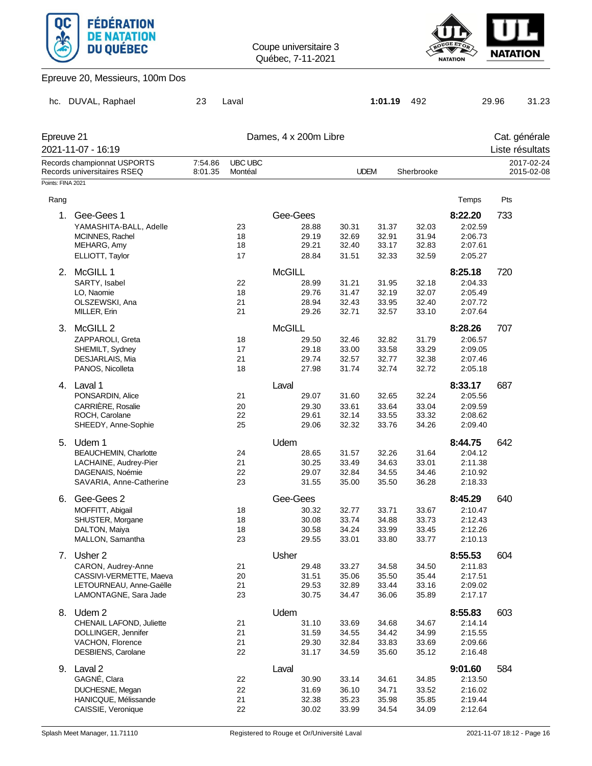Coupe universitaire 3
Québec, 7-11-2021

## Epreuve 20, Messieurs, 100m Dos

| | | | | | | | |
|---|---|---|---|---|---|---|---|
| hc. | DUVAL, Raphael | 23 | Laval | **1:01.19** | 492 | 29.96 | 31.23 |

## Epreuve 21 — Dames, 4 x 200m Libre

2021-11-07 - 16:19

Cat. générale — Liste résultats

| | | | | |
|---|---|---|---|---|
| Records championnat USPORTS | 7:54.86 | UBC UBC | | 2017-02-24 |
| Records universitaires RSEQ | 8:01.35 | Montéal | UDEM Sherbrooke | 2015-02-08 |

Points: FINA 2021

| Rang | Nom | Âge | Club | 50m | 100m | 150m | 200m | Temps | Pts |
|---|---|---|---|---|---|---|---|---|---|
| 1. | Gee-Gees 1 | | Gee-Gees | | | | | **8:22.20** | 733 |
| | YAMASHITA-BALL, Adelle | 23 | | 28.88 | 30.31 | 31.37 | 32.03 | 2:02.59 | |
| | MCINNES, Rachel | 18 | | 29.19 | 32.69 | 32.91 | 31.94 | 2:06.73 | |
| | MEHARG, Amy | 18 | | 29.21 | 32.40 | 33.17 | 32.83 | 2:07.61 | |
| | ELLIOTT, Taylor | 17 | | 28.84 | 31.51 | 32.33 | 32.59 | 2:05.27 | |
| 2. | McGILL 1 | | McGILL | | | | | **8:25.18** | 720 |
| | SARTY, Isabel | 22 | | 28.99 | 31.21 | 31.95 | 32.18 | 2:04.33 | |
| | LO, Naomie | 18 | | 29.76 | 31.47 | 32.19 | 32.07 | 2:05.49 | |
| | OLSZEWSKI, Ana | 21 | | 28.94 | 32.43 | 33.95 | 32.40 | 2:07.72 | |
| | MILLER, Erin | 21 | | 29.26 | 32.71 | 32.57 | 33.10 | 2:07.64 | |
| 3. | McGILL 2 | | McGILL | | | | | **8:28.26** | 707 |
| | ZAPPAROLI, Greta | 18 | | 29.50 | 32.46 | 32.82 | 31.79 | 2:06.57 | |
| | SHEMILT, Sydney | 17 | | 29.18 | 33.00 | 33.58 | 33.29 | 2:09.05 | |
| | DESJARLAIS, Mia | 21 | | 29.74 | 32.57 | 32.77 | 32.38 | 2:07.46 | |
| | PANOS, Nicolleta | 18 | | 27.98 | 31.74 | 32.74 | 32.72 | 2:05.18 | |
| 4. | Laval 1 | | Laval | | | | | **8:33.17** | 687 |
| | PONSARDIN, Alice | 21 | | 29.07 | 31.60 | 32.65 | 32.24 | 2:05.56 | |
| | CARRIÈRE, Rosalie | 20 | | 29.30 | 33.61 | 33.64 | 33.04 | 2:09.59 | |
| | ROCH, Carolane | 22 | | 29.61 | 32.14 | 33.55 | 33.32 | 2:08.62 | |
| | SHEEDY, Anne-Sophie | 25 | | 29.06 | 32.32 | 33.76 | 34.26 | 2:09.40 | |
| 5. | Udem 1 | | Udem | | | | | **8:44.75** | 642 |
| | BEAUCHEMIN, Charlotte | 24 | | 28.65 | 31.57 | 32.26 | 31.64 | 2:04.12 | |
| | LACHAINE, Audrey-Pier | 21 | | 30.25 | 33.49 | 34.63 | 33.01 | 2:11.38 | |
| | DAGENAIS, Noémie | 22 | | 29.07 | 32.84 | 34.55 | 34.46 | 2:10.92 | |
| | SAVARIA, Anne-Catherine | 23 | | 31.55 | 35.00 | 35.50 | 36.28 | 2:18.33 | |
| 6. | Gee-Gees 2 | | Gee-Gees | | | | | **8:45.29** | 640 |
| | MOFFITT, Abigail | 18 | | 30.32 | 32.77 | 33.71 | 33.67 | 2:10.47 | |
| | SHUSTER, Morgane | 18 | | 30.08 | 33.74 | 34.88 | 33.73 | 2:12.43 | |
| | DALTON, Maiya | 18 | | 30.58 | 34.24 | 33.99 | 33.45 | 2:12.26 | |
| | MALLON, Samantha | 23 | | 29.55 | 33.01 | 33.80 | 33.77 | 2:10.13 | |
| 7. | Usher 2 | | Usher | | | | | **8:55.53** | 604 |
| | CARON, Audrey-Anne | 21 | | 29.48 | 33.27 | 34.58 | 34.50 | 2:11.83 | |
| | CASSIVI-VERMETTE, Maeva | 20 | | 31.51 | 35.06 | 35.50 | 35.44 | 2:17.51 | |
| | LETOURNEAU, Anne-Gaëlle | 21 | | 29.53 | 32.89 | 33.44 | 33.16 | 2:09.02 | |
| | LAMONTAGNE, Sara Jade | 23 | | 30.75 | 34.47 | 36.06 | 35.89 | 2:17.17 | |
| 8. | Udem 2 | | Udem | | | | | **8:55.83** | 603 |
| | CHENAIL LAFOND, Juliette | 21 | | 31.10 | 33.69 | 34.68 | 34.67 | 2:14.14 | |
| | DOLLINGER, Jennifer | 21 | | 31.59 | 34.55 | 34.42 | 34.99 | 2:15.55 | |
| | VACHON, Florence | 21 | | 29.30 | 32.84 | 33.83 | 33.69 | 2:09.66 | |
| | DESBIENS, Carolane | 22 | | 31.17 | 34.59 | 35.60 | 35.12 | 2:16.48 | |
| 9. | Laval 2 | | Laval | | | | | **9:01.60** | 584 |
| | GAGNÉ, Clara | 22 | | 30.90 | 33.14 | 34.61 | 34.85 | 2:13.50 | |
| | DUCHESNE, Megan | 22 | | 31.69 | 36.10 | 34.71 | 33.52 | 2:16.02 | |
| | HANICQUE, Mélissande | 21 | | 32.38 | 35.23 | 35.98 | 35.85 | 2:19.44 | |
| | CAISSIE, Veronique | 22 | | 30.02 | 33.99 | 34.54 | 34.09 | 2:12.64 | |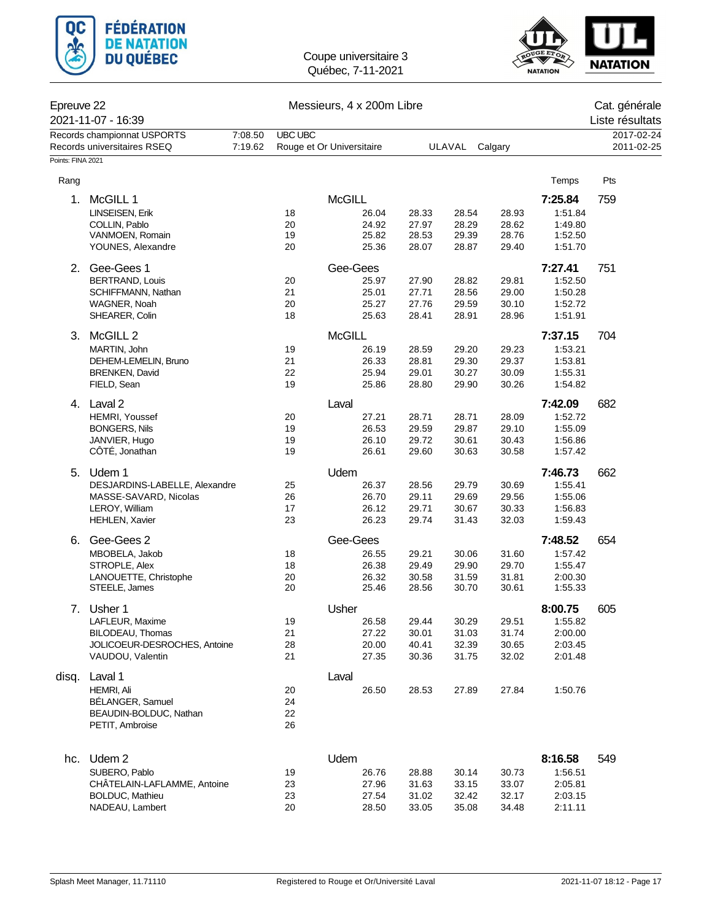Coupe universitaire 3
Québec, 7-11-2021

| Epreuve 22 | Messieurs, 4 x 200m Libre | Cat. générale |
|---|---|---|
| 2021-11-07 - 16:39 | | Liste résultats |

| | | | | |
|---|---|---|---|---|
| Records championnat USPORTS | 7:08.50 | UBC UBC | | 2017-02-24 |
| Records universitaires RSEQ | 7:19.62 | Rouge et Or Universitaire | ULAVAL Calgary | 2011-02-25 |

Points: FINA 2021

| Rang | | | | | | | | Temps | Pts |
|---|---|---|---|---|---|---|---|---|---|
| 1. | McGILL 1 | | McGILL | | | | | **7:25.84** | 759 |
| | LINSEISEN, Erik | 18 | 26.04 | 28.33 | 28.54 | 28.93 | | 1:51.84 | |
| | COLLIN, Pablo | 20 | 24.92 | 27.97 | 28.29 | 28.62 | | 1:49.80 | |
| | VANMOEN, Romain | 19 | 25.82 | 28.53 | 29.39 | 28.76 | | 1:52.50 | |
| | YOUNES, Alexandre | 20 | 25.36 | 28.07 | 28.87 | 29.40 | | 1:51.70 | |
| 2. | Gee-Gees 1 | | Gee-Gees | | | | | **7:27.41** | 751 |
| | BERTRAND, Louis | 20 | 25.97 | 27.90 | 28.82 | 29.81 | | 1:52.50 | |
| | SCHIFFMANN, Nathan | 21 | 25.01 | 27.71 | 28.56 | 29.00 | | 1:50.28 | |
| | WAGNER, Noah | 20 | 25.27 | 27.76 | 29.59 | 30.10 | | 1:52.72 | |
| | SHEARER, Colin | 18 | 25.63 | 28.41 | 28.91 | 28.96 | | 1:51.91 | |
| 3. | McGILL 2 | | McGILL | | | | | **7:37.15** | 704 |
| | MARTIN, John | 19 | 26.19 | 28.59 | 29.20 | 29.23 | | 1:53.21 | |
| | DEHEM-LEMELIN, Bruno | 21 | 26.33 | 28.81 | 29.30 | 29.37 | | 1:53.81 | |
| | BRENKEN, David | 22 | 25.94 | 29.01 | 30.27 | 30.09 | | 1:55.31 | |
| | FIELD, Sean | 19 | 25.86 | 28.80 | 29.90 | 30.26 | | 1:54.82 | |
| 4. | Laval 2 | | Laval | | | | | **7:42.09** | 682 |
| | HEMRI, Youssef | 20 | 27.21 | 28.71 | 28.71 | 28.09 | | 1:52.72 | |
| | BONGERS, Nils | 19 | 26.53 | 29.59 | 29.87 | 29.10 | | 1:55.09 | |
| | JANVIER, Hugo | 19 | 26.10 | 29.72 | 30.61 | 30.43 | | 1:56.86 | |
| | CÔTÉ, Jonathan | 19 | 26.61 | 29.60 | 30.63 | 30.58 | | 1:57.42 | |
| 5. | Udem 1 | | Udem | | | | | **7:46.73** | 662 |
| | DESJARDINS-LABELLE, Alexandre | 25 | 26.37 | 28.56 | 29.79 | 30.69 | | 1:55.41 | |
| | MASSE-SAVARD, Nicolas | 26 | 26.70 | 29.11 | 29.69 | 29.56 | | 1:55.06 | |
| | LEROY, William | 17 | 26.12 | 29.71 | 30.67 | 30.33 | | 1:56.83 | |
| | HEHLEN, Xavier | 23 | 26.23 | 29.74 | 31.43 | 32.03 | | 1:59.43 | |
| 6. | Gee-Gees 2 | | Gee-Gees | | | | | **7:48.52** | 654 |
| | MBOBELA, Jakob | 18 | 26.55 | 29.21 | 30.06 | 31.60 | | 1:57.42 | |
| | STROPLE, Alex | 18 | 26.38 | 29.49 | 29.90 | 29.70 | | 1:55.47 | |
| | LANOUETTE, Christophe | 20 | 26.32 | 30.58 | 31.59 | 31.81 | | 2:00.30 | |
| | STEELE, James | 20 | 25.46 | 28.56 | 30.70 | 30.61 | | 1:55.33 | |
| 7. | Usher 1 | | Usher | | | | | **8:00.75** | 605 |
| | LAFLEUR, Maxime | 19 | 26.58 | 29.44 | 30.29 | 29.51 | | 1:55.82 | |
| | BILODEAU, Thomas | 21 | 27.22 | 30.01 | 31.03 | 31.74 | | 2:00.00 | |
| | JOLICOEUR-DESROCHES, Antoine | 28 | 20.00 | 40.41 | 32.39 | 30.65 | | 2:03.45 | |
| | VAUDOU, Valentin | 21 | 27.35 | 30.36 | 31.75 | 32.02 | | 2:01.48 | |
| disq. | Laval 1 | | Laval | | | | | | |
| | HEMRI, Ali | 20 | 26.50 | 28.53 | 27.89 | 27.84 | | 1:50.76 | |
| | BÉLANGER, Samuel | 24 | | | | | | | |
| | BEAUDIN-BOLDUC, Nathan | 22 | | | | | | | |
| | PETIT, Ambroise | 26 | | | | | | | |
| hc. | Udem 2 | | Udem | | | | | **8:16.58** | 549 |
| | SUBERO, Pablo | 19 | 26.76 | 28.88 | 30.14 | 30.73 | | 1:56.51 | |
| | CHÂTELAIN-LAFLAMME, Antoine | 23 | 27.96 | 31.63 | 33.15 | 33.07 | | 2:05.81 | |
| | BOLDUC, Mathieu | 23 | 27.54 | 31.02 | 32.42 | 32.17 | | 2:03.15 | |
| | NADEAU, Lambert | 20 | 28.50 | 33.05 | 35.08 | 34.48 | | 2:11.11 | |